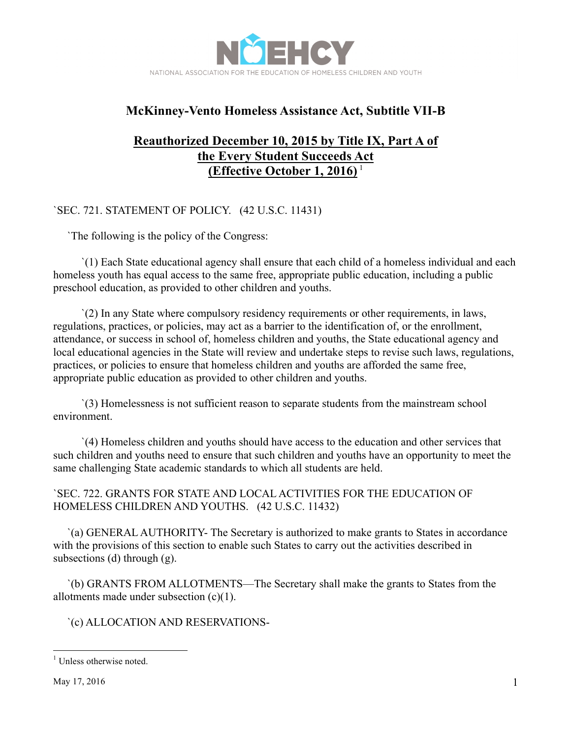NCEHCY

NATIONAL ASSOCIATION FOR THE EDUCATION OF HOMELESS CHILDREN AND YOUTH

# McKinney-Vento Homeless Assistance Act, Subtitle VII-B

## Reauthorized December 10, 2015 by Title IX, Part A of the Every Student Succeeds Act (Effective October 1, 2016)[1]

`SEC. 721. STATEMENT OF POLICY. (42 U.S.C. 11431)

`The following is the policy of the Congress:

`(1) Each State educational agency shall ensure that each child of a homeless individual and each homeless youth has equal access to the same free, appropriate public education, including a public preschool education, as provided to other children and youths.

`(2) In any State where compulsory residency requirements or other requirements, in laws, regulations, practices, or policies, may act as a barrier to the identification of, or the enrollment, attendance, or success in school of, homeless children and youths, the State educational agency and local educational agencies in the State will review and undertake steps to revise such laws, regulations, practices, or policies to ensure that homeless children and youths are afforded the same free, appropriate public education as provided to other children and youths.

`(3) Homelessness is not sufficient reason to separate students from the mainstream school environment.

`(4) Homeless children and youths should have access to the education and other services that such children and youths need to ensure that such children and youths have an opportunity to meet the same challenging State academic standards to which all students are held.

`SEC. 722. GRANTS FOR STATE AND LOCAL ACTIVITIES FOR THE EDUCATION OF HOMELESS CHILDREN AND YOUTHS. (42 U.S.C. 11432)

`(a) GENERAL AUTHORITY- The Secretary is authorized to make grants to States in accordance with the provisions of this section to enable such States to carry out the activities described in subsections (d) through (g).

`(b) GRANTS FROM ALLOTMENTS—The Secretary shall make the grants to States from the allotments made under subsection (c)(1).

`(c) ALLOCATION AND RESERVATIONS-

[1] Unless otherwise noted.

May 17, 2016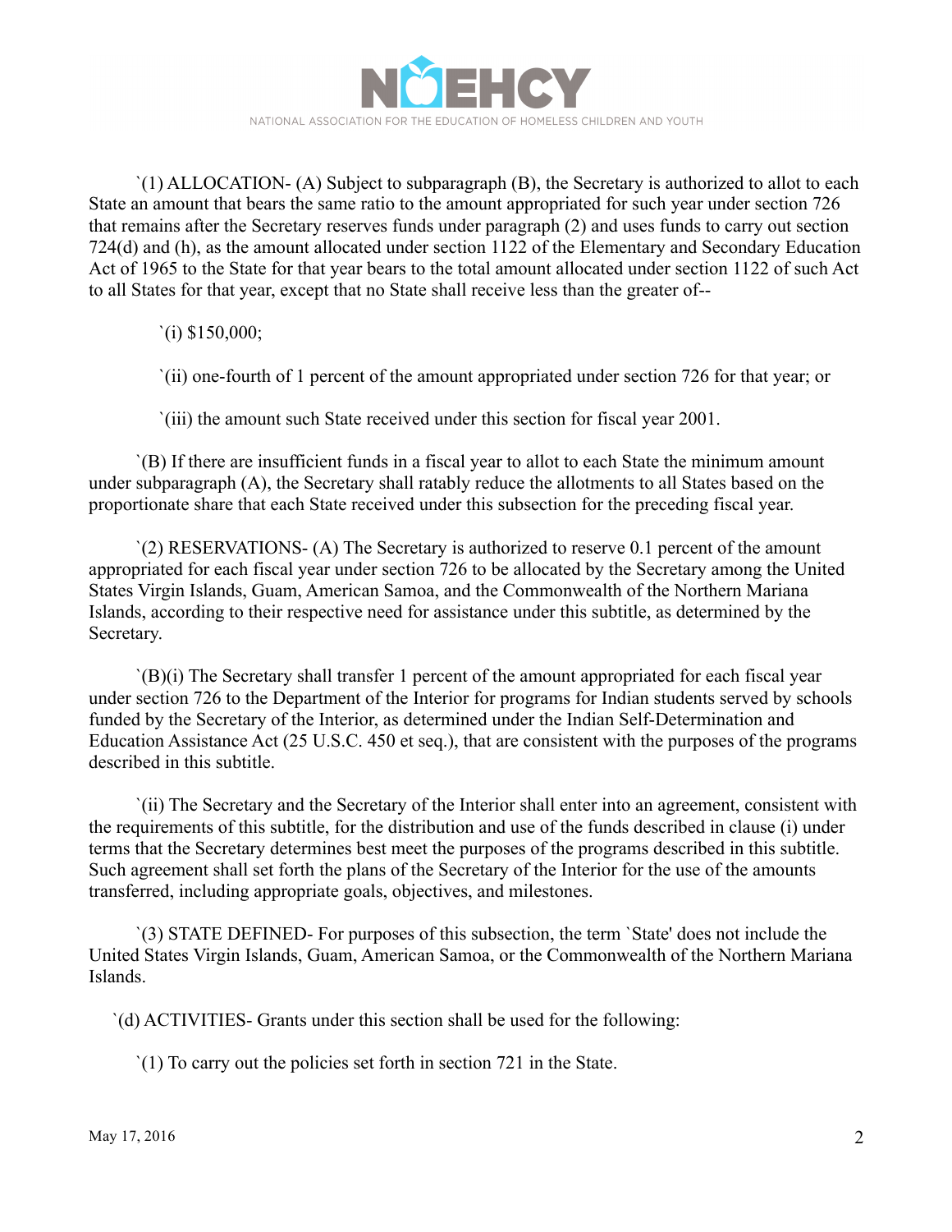`(1) ALLOCATION- (A) Subject to subparagraph (B), the Secretary is authorized to allot to each State an amount that bears the same ratio to the amount appropriated for such year under section 726 that remains after the Secretary reserves funds under paragraph (2) and uses funds to carry out section 724(d) and (h), as the amount allocated under section 1122 of the Elementary and Secondary Education Act of 1965 to the State for that year bears to the total amount allocated under section 1122 of such Act to all States for that year, except that no State shall receive less than the greater of--

`(i) $150,000;

`(ii) one-fourth of 1 percent of the amount appropriated under section 726 for that year; or

`(iii) the amount such State received under this section for fiscal year 2001.

`(B) If there are insufficient funds in a fiscal year to allot to each State the minimum amount under subparagraph (A), the Secretary shall ratably reduce the allotments to all States based on the proportionate share that each State received under this subsection for the preceding fiscal year.

`(2) RESERVATIONS- (A) The Secretary is authorized to reserve 0.1 percent of the amount appropriated for each fiscal year under section 726 to be allocated by the Secretary among the United States Virgin Islands, Guam, American Samoa, and the Commonwealth of the Northern Mariana Islands, according to their respective need for assistance under this subtitle, as determined by the Secretary.

`(B)(i) The Secretary shall transfer 1 percent of the amount appropriated for each fiscal year under section 726 to the Department of the Interior for programs for Indian students served by schools funded by the Secretary of the Interior, as determined under the Indian Self-Determination and Education Assistance Act (25 U.S.C. 450 et seq.), that are consistent with the purposes of the programs described in this subtitle.

`(ii) The Secretary and the Secretary of the Interior shall enter into an agreement, consistent with the requirements of this subtitle, for the distribution and use of the funds described in clause (i) under terms that the Secretary determines best meet the purposes of the programs described in this subtitle. Such agreement shall set forth the plans of the Secretary of the Interior for the use of the amounts transferred, including appropriate goals, objectives, and milestones.

`(3) STATE DEFINED- For purposes of this subsection, the term `State' does not include the United States Virgin Islands, Guam, American Samoa, or the Commonwealth of the Northern Mariana Islands.

`(d) ACTIVITIES- Grants under this section shall be used for the following:

`(1) To carry out the policies set forth in section 721 in the State.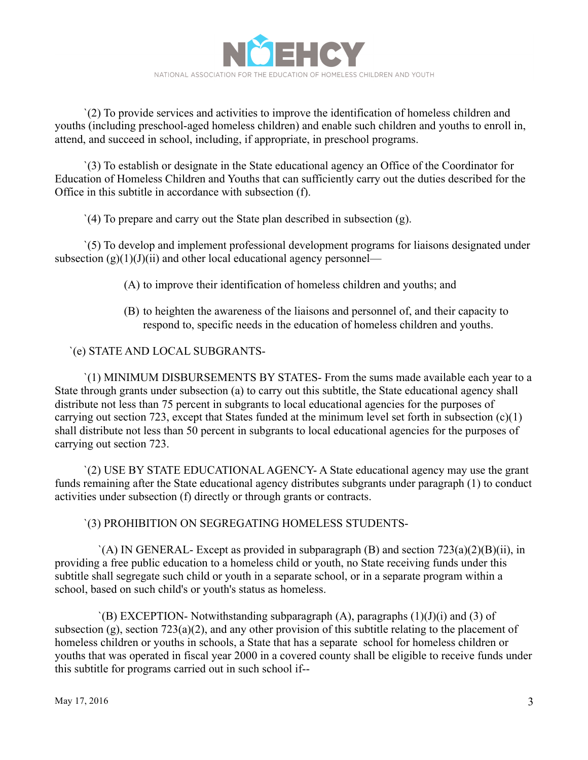`(2) To provide services and activities to improve the identification of homeless children and youths (including preschool-aged homeless children) and enable such children and youths to enroll in, attend, and succeed in school, including, if appropriate, in preschool programs.

`(3) To establish or designate in the State educational agency an Office of the Coordinator for Education of Homeless Children and Youths that can sufficiently carry out the duties described for the Office in this subtitle in accordance with subsection (f).

`(4) To prepare and carry out the State plan described in subsection (g).

`(5) To develop and implement professional development programs for liaisons designated under subsection (g)(1)(J)(ii) and other local educational agency personnel—

(A) to improve their identification of homeless children and youths; and

(B) to heighten the awareness of the liaisons and personnel of, and their capacity to respond to, specific needs in the education of homeless children and youths.

`(e) STATE AND LOCAL SUBGRANTS-

`(1) MINIMUM DISBURSEMENTS BY STATES- From the sums made available each year to a State through grants under subsection (a) to carry out this subtitle, the State educational agency shall distribute not less than 75 percent in subgrants to local educational agencies for the purposes of carrying out section 723, except that States funded at the minimum level set forth in subsection (c)(1) shall distribute not less than 50 percent in subgrants to local educational agencies for the purposes of carrying out section 723.

`(2) USE BY STATE EDUCATIONAL AGENCY- A State educational agency may use the grant funds remaining after the State educational agency distributes subgrants under paragraph (1) to conduct activities under subsection (f) directly or through grants or contracts.

`(3) PROHIBITION ON SEGREGATING HOMELESS STUDENTS-

`(A) IN GENERAL- Except as provided in subparagraph (B) and section 723(a)(2)(B)(ii), in providing a free public education to a homeless child or youth, no State receiving funds under this subtitle shall segregate such child or youth in a separate school, or in a separate program within a school, based on such child's or youth's status as homeless.

`(B) EXCEPTION- Notwithstanding subparagraph (A), paragraphs (1)(J)(i) and (3) of subsection (g), section 723(a)(2), and any other provision of this subtitle relating to the placement of homeless children or youths in schools, a State that has a separate school for homeless children or youths that was operated in fiscal year 2000 in a covered county shall be eligible to receive funds under this subtitle for programs carried out in such school if--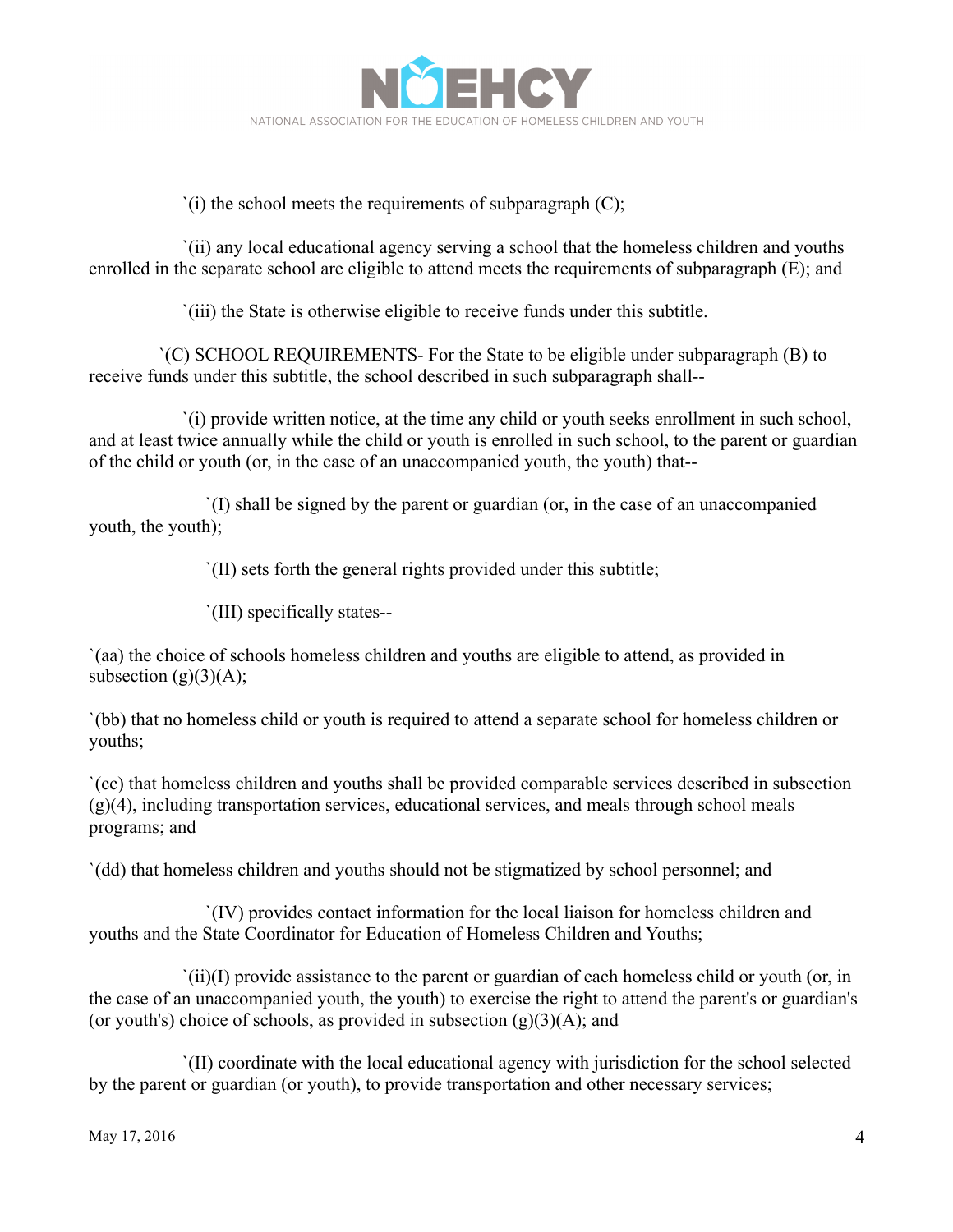`(i) the school meets the requirements of subparagraph (C);

`(ii) any local educational agency serving a school that the homeless children and youths enrolled in the separate school are eligible to attend meets the requirements of subparagraph (E); and

`(iii) the State is otherwise eligible to receive funds under this subtitle.

`(C) SCHOOL REQUIREMENTS- For the State to be eligible under subparagraph (B) to receive funds under this subtitle, the school described in such subparagraph shall--

`(i) provide written notice, at the time any child or youth seeks enrollment in such school, and at least twice annually while the child or youth is enrolled in such school, to the parent or guardian of the child or youth (or, in the case of an unaccompanied youth, the youth) that--

`(I) shall be signed by the parent or guardian (or, in the case of an unaccompanied youth, the youth);

`(II) sets forth the general rights provided under this subtitle;

`(III) specifically states--

`(aa) the choice of schools homeless children and youths are eligible to attend, as provided in subsection (g)(3)(A);

`(bb) that no homeless child or youth is required to attend a separate school for homeless children or youths;

`(cc) that homeless children and youths shall be provided comparable services described in subsection (g)(4), including transportation services, educational services, and meals through school meals programs; and

`(dd) that homeless children and youths should not be stigmatized by school personnel; and

`(IV) provides contact information for the local liaison for homeless children and youths and the State Coordinator for Education of Homeless Children and Youths;

`(ii)(I) provide assistance to the parent or guardian of each homeless child or youth (or, in the case of an unaccompanied youth, the youth) to exercise the right to attend the parent's or guardian's (or youth's) choice of schools, as provided in subsection (g)(3)(A); and

`(II) coordinate with the local educational agency with jurisdiction for the school selected by the parent or guardian (or youth), to provide transportation and other necessary services;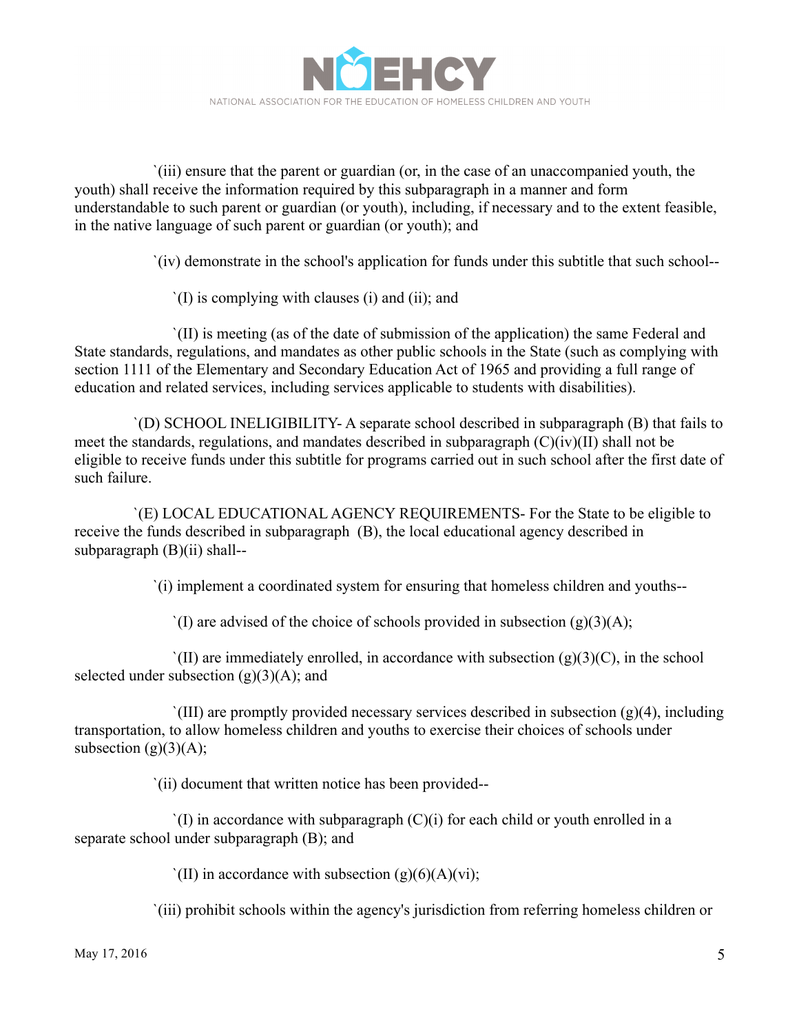`(iii) ensure that the parent or guardian (or, in the case of an unaccompanied youth, the youth) shall receive the information required by this subparagraph in a manner and form understandable to such parent or guardian (or youth), including, if necessary and to the extent feasible, in the native language of such parent or guardian (or youth); and

`(iv) demonstrate in the school's application for funds under this subtitle that such school--

`(I) is complying with clauses (i) and (ii); and

`(II) is meeting (as of the date of submission of the application) the same Federal and State standards, regulations, and mandates as other public schools in the State (such as complying with section 1111 of the Elementary and Secondary Education Act of 1965 and providing a full range of education and related services, including services applicable to students with disabilities).

`(D) SCHOOL INELIGIBILITY- A separate school described in subparagraph (B) that fails to meet the standards, regulations, and mandates described in subparagraph (C)(iv)(II) shall not be eligible to receive funds under this subtitle for programs carried out in such school after the first date of such failure.

`(E) LOCAL EDUCATIONAL AGENCY REQUIREMENTS- For the State to be eligible to receive the funds described in subparagraph (B), the local educational agency described in subparagraph (B)(ii) shall--

`(i) implement a coordinated system for ensuring that homeless children and youths--

`(I) are advised of the choice of schools provided in subsection (g)(3)(A);

`(II) are immediately enrolled, in accordance with subsection (g)(3)(C), in the school selected under subsection (g)(3)(A); and

`(III) are promptly provided necessary services described in subsection (g)(4), including transportation, to allow homeless children and youths to exercise their choices of schools under subsection (g)(3)(A);

`(ii) document that written notice has been provided--

`(I) in accordance with subparagraph (C)(i) for each child or youth enrolled in a separate school under subparagraph (B); and

`(II) in accordance with subsection (g)(6)(A)(vi);

`(iii) prohibit schools within the agency's jurisdiction from referring homeless children or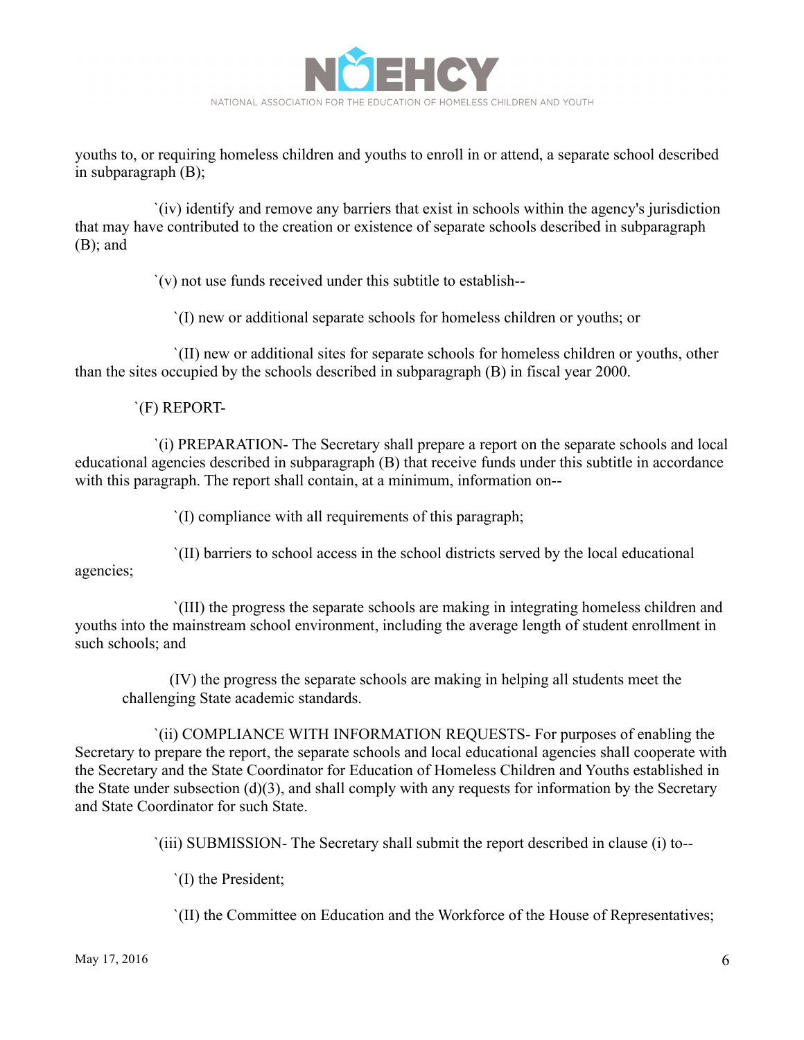youths to, or requiring homeless children and youths to enroll in or attend, a separate school described in subparagraph (B);

`(iv) identify and remove any barriers that exist in schools within the agency's jurisdiction that may have contributed to the creation or existence of separate schools described in subparagraph (B); and

`(v) not use funds received under this subtitle to establish--

`(I) new or additional separate schools for homeless children or youths; or

`(II) new or additional sites for separate schools for homeless children or youths, other than the sites occupied by the schools described in subparagraph (B) in fiscal year 2000.

`(F) REPORT-

`(i) PREPARATION- The Secretary shall prepare a report on the separate schools and local educational agencies described in subparagraph (B) that receive funds under this subtitle in accordance with this paragraph. The report shall contain, at a minimum, information on--

`(I) compliance with all requirements of this paragraph;

`(II) barriers to school access in the school districts served by the local educational agencies;

`(III) the progress the separate schools are making in integrating homeless children and youths into the mainstream school environment, including the average length of student enrollment in such schools; and

(IV) the progress the separate schools are making in helping all students meet the challenging State academic standards.

`(ii) COMPLIANCE WITH INFORMATION REQUESTS- For purposes of enabling the Secretary to prepare the report, the separate schools and local educational agencies shall cooperate with the Secretary and the State Coordinator for Education of Homeless Children and Youths established in the State under subsection (d)(3), and shall comply with any requests for information by the Secretary and State Coordinator for such State.

`(iii) SUBMISSION- The Secretary shall submit the report described in clause (i) to--

`(I) the President;

`(II) the Committee on Education and the Workforce of the House of Representatives;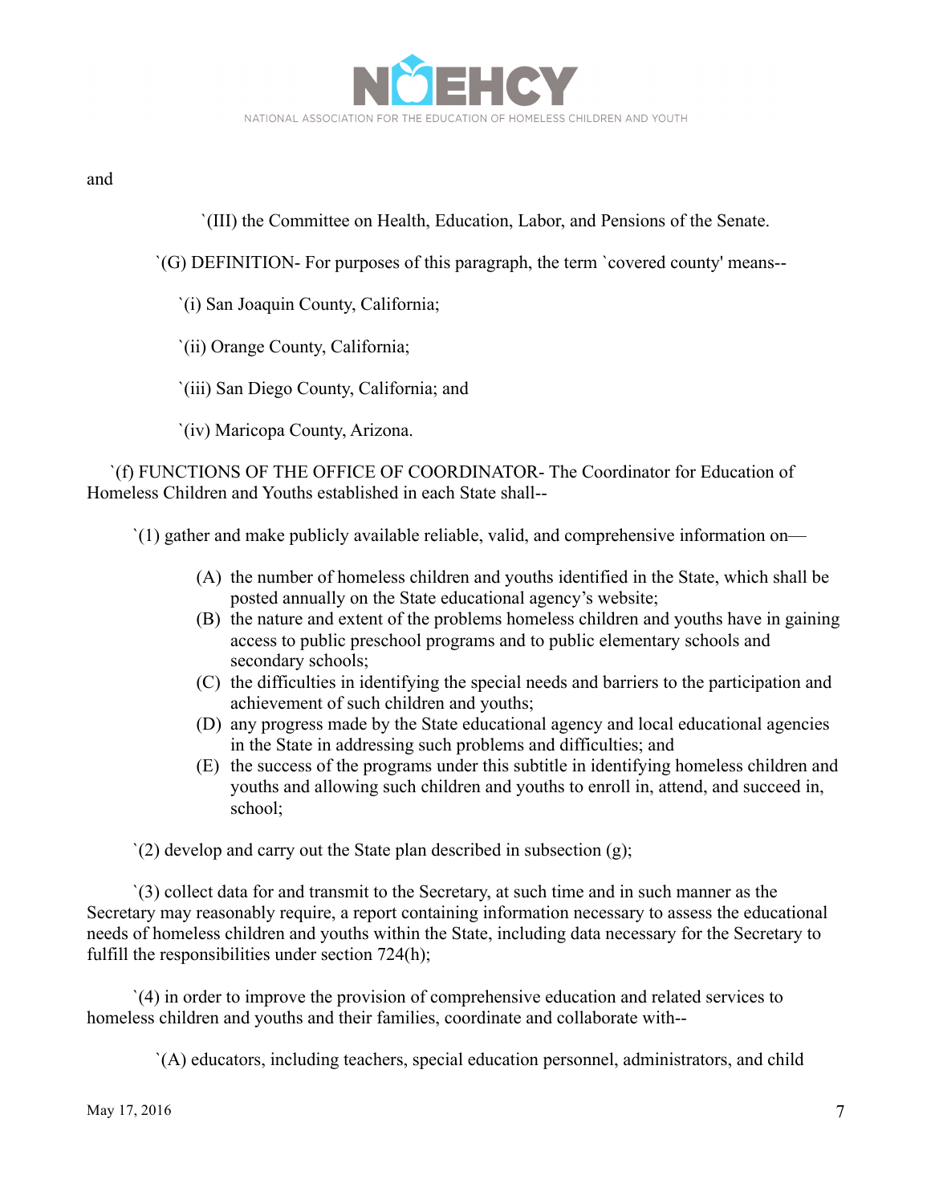and

`(III) the Committee on Health, Education, Labor, and Pensions of the Senate.

`(G) DEFINITION- For purposes of this paragraph, the term `covered county' means--

`(i) San Joaquin County, California;

`(ii) Orange County, California;

`(iii) San Diego County, California; and

`(iv) Maricopa County, Arizona.

`(f) FUNCTIONS OF THE OFFICE OF COORDINATOR- The Coordinator for Education of Homeless Children and Youths established in each State shall--

`(1) gather and make publicly available reliable, valid, and comprehensive information on—

(A) the number of homeless children and youths identified in the State, which shall be posted annually on the State educational agency's website;
(B) the nature and extent of the problems homeless children and youths have in gaining access to public preschool programs and to public elementary schools and secondary schools;
(C) the difficulties in identifying the special needs and barriers to the participation and achievement of such children and youths;
(D) any progress made by the State educational agency and local educational agencies in the State in addressing such problems and difficulties; and
(E) the success of the programs under this subtitle in identifying homeless children and youths and allowing such children and youths to enroll in, attend, and succeed in, school;

`(2) develop and carry out the State plan described in subsection (g);

`(3) collect data for and transmit to the Secretary, at such time and in such manner as the Secretary may reasonably require, a report containing information necessary to assess the educational needs of homeless children and youths within the State, including data necessary for the Secretary to fulfill the responsibilities under section 724(h);

`(4) in order to improve the provision of comprehensive education and related services to homeless children and youths and their families, coordinate and collaborate with--

`(A) educators, including teachers, special education personnel, administrators, and child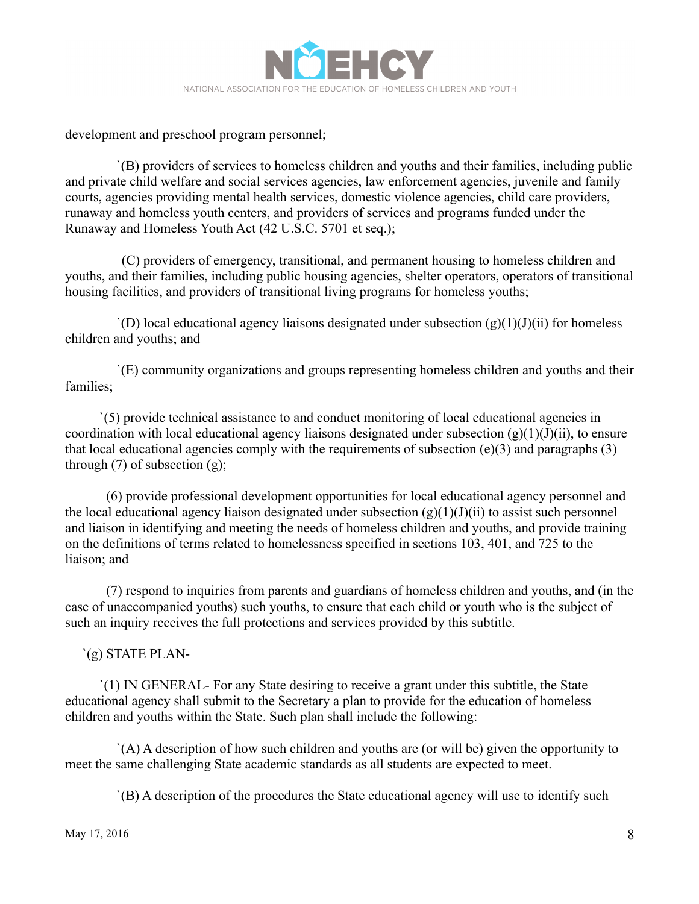development and preschool program personnel;

`(B) providers of services to homeless children and youths and their families, including public and private child welfare and social services agencies, law enforcement agencies, juvenile and family courts, agencies providing mental health services, domestic violence agencies, child care providers, runaway and homeless youth centers, and providers of services and programs funded under the Runaway and Homeless Youth Act (42 U.S.C. 5701 et seq.);

(C) providers of emergency, transitional, and permanent housing to homeless children and youths, and their families, including public housing agencies, shelter operators, operators of transitional housing facilities, and providers of transitional living programs for homeless youths;

`(D) local educational agency liaisons designated under subsection (g)(1)(J)(ii) for homeless children and youths; and

`(E) community organizations and groups representing homeless children and youths and their families;

`(5) provide technical assistance to and conduct monitoring of local educational agencies in coordination with local educational agency liaisons designated under subsection (g)(1)(J)(ii), to ensure that local educational agencies comply with the requirements of subsection (e)(3) and paragraphs (3) through (7) of subsection (g);

(6) provide professional development opportunities for local educational agency personnel and the local educational agency liaison designated under subsection (g)(1)(J)(ii) to assist such personnel and liaison in identifying and meeting the needs of homeless children and youths, and provide training on the definitions of terms related to homelessness specified in sections 103, 401, and 725 to the liaison; and

(7) respond to inquiries from parents and guardians of homeless children and youths, and (in the case of unaccompanied youths) such youths, to ensure that each child or youth who is the subject of such an inquiry receives the full protections and services provided by this subtitle.

`(g) STATE PLAN-

`(1) IN GENERAL- For any State desiring to receive a grant under this subtitle, the State educational agency shall submit to the Secretary a plan to provide for the education of homeless children and youths within the State. Such plan shall include the following:

`(A) A description of how such children and youths are (or will be) given the opportunity to meet the same challenging State academic standards as all students are expected to meet.

`(B) A description of the procedures the State educational agency will use to identify such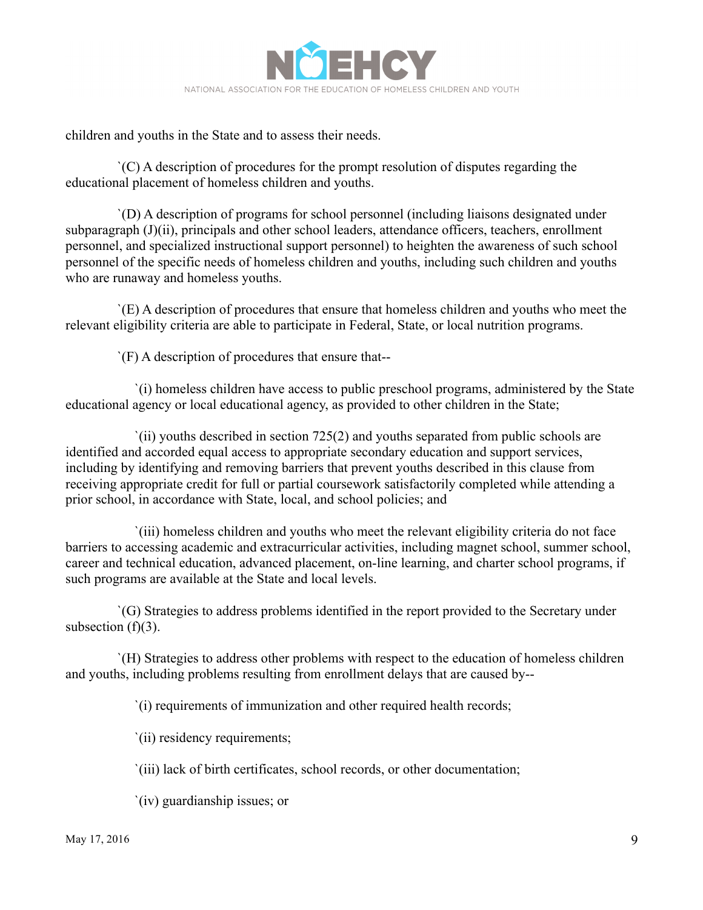children and youths in the State and to assess their needs.

`(C) A description of procedures for the prompt resolution of disputes regarding the educational placement of homeless children and youths.

`(D) A description of programs for school personnel (including liaisons designated under subparagraph (J)(ii), principals and other school leaders, attendance officers, teachers, enrollment personnel, and specialized instructional support personnel) to heighten the awareness of such school personnel of the specific needs of homeless children and youths, including such children and youths who are runaway and homeless youths.

`(E) A description of procedures that ensure that homeless children and youths who meet the relevant eligibility criteria are able to participate in Federal, State, or local nutrition programs.

`(F) A description of procedures that ensure that--

`(i) homeless children have access to public preschool programs, administered by the State educational agency or local educational agency, as provided to other children in the State;

`(ii) youths described in section 725(2) and youths separated from public schools are identified and accorded equal access to appropriate secondary education and support services, including by identifying and removing barriers that prevent youths described in this clause from receiving appropriate credit for full or partial coursework satisfactorily completed while attending a prior school, in accordance with State, local, and school policies; and

`(iii) homeless children and youths who meet the relevant eligibility criteria do not face barriers to accessing academic and extracurricular activities, including magnet school, summer school, career and technical education, advanced placement, on-line learning, and charter school programs, if such programs are available at the State and local levels.

`(G) Strategies to address problems identified in the report provided to the Secretary under subsection (f)(3).

`(H) Strategies to address other problems with respect to the education of homeless children and youths, including problems resulting from enrollment delays that are caused by--

`(i) requirements of immunization and other required health records;

`(ii) residency requirements;

`(iii) lack of birth certificates, school records, or other documentation;

`(iv) guardianship issues; or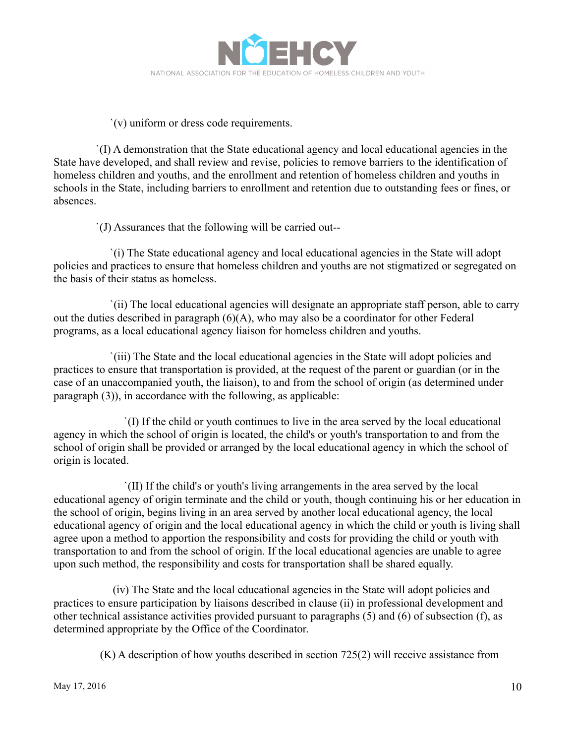`(v) uniform or dress code requirements.

`(I) A demonstration that the State educational agency and local educational agencies in the State have developed, and shall review and revise, policies to remove barriers to the identification of homeless children and youths, and the enrollment and retention of homeless children and youths in schools in the State, including barriers to enrollment and retention due to outstanding fees or fines, or absences.

`(J) Assurances that the following will be carried out--

`(i) The State educational agency and local educational agencies in the State will adopt policies and practices to ensure that homeless children and youths are not stigmatized or segregated on the basis of their status as homeless.

`(ii) The local educational agencies will designate an appropriate staff person, able to carry out the duties described in paragraph (6)(A), who may also be a coordinator for other Federal programs, as a local educational agency liaison for homeless children and youths.

`(iii) The State and the local educational agencies in the State will adopt policies and practices to ensure that transportation is provided, at the request of the parent or guardian (or in the case of an unaccompanied youth, the liaison), to and from the school of origin (as determined under paragraph (3)), in accordance with the following, as applicable:

`(I) If the child or youth continues to live in the area served by the local educational agency in which the school of origin is located, the child's or youth's transportation to and from the school of origin shall be provided or arranged by the local educational agency in which the school of origin is located.

`(II) If the child's or youth's living arrangements in the area served by the local educational agency of origin terminate and the child or youth, though continuing his or her education in the school of origin, begins living in an area served by another local educational agency, the local educational agency of origin and the local educational agency in which the child or youth is living shall agree upon a method to apportion the responsibility and costs for providing the child or youth with transportation to and from the school of origin. If the local educational agencies are unable to agree upon such method, the responsibility and costs for transportation shall be shared equally.

(iv) The State and the local educational agencies in the State will adopt policies and practices to ensure participation by liaisons described in clause (ii) in professional development and other technical assistance activities provided pursuant to paragraphs (5) and (6) of subsection (f), as determined appropriate by the Office of the Coordinator.

(K) A description of how youths described in section 725(2) will receive assistance from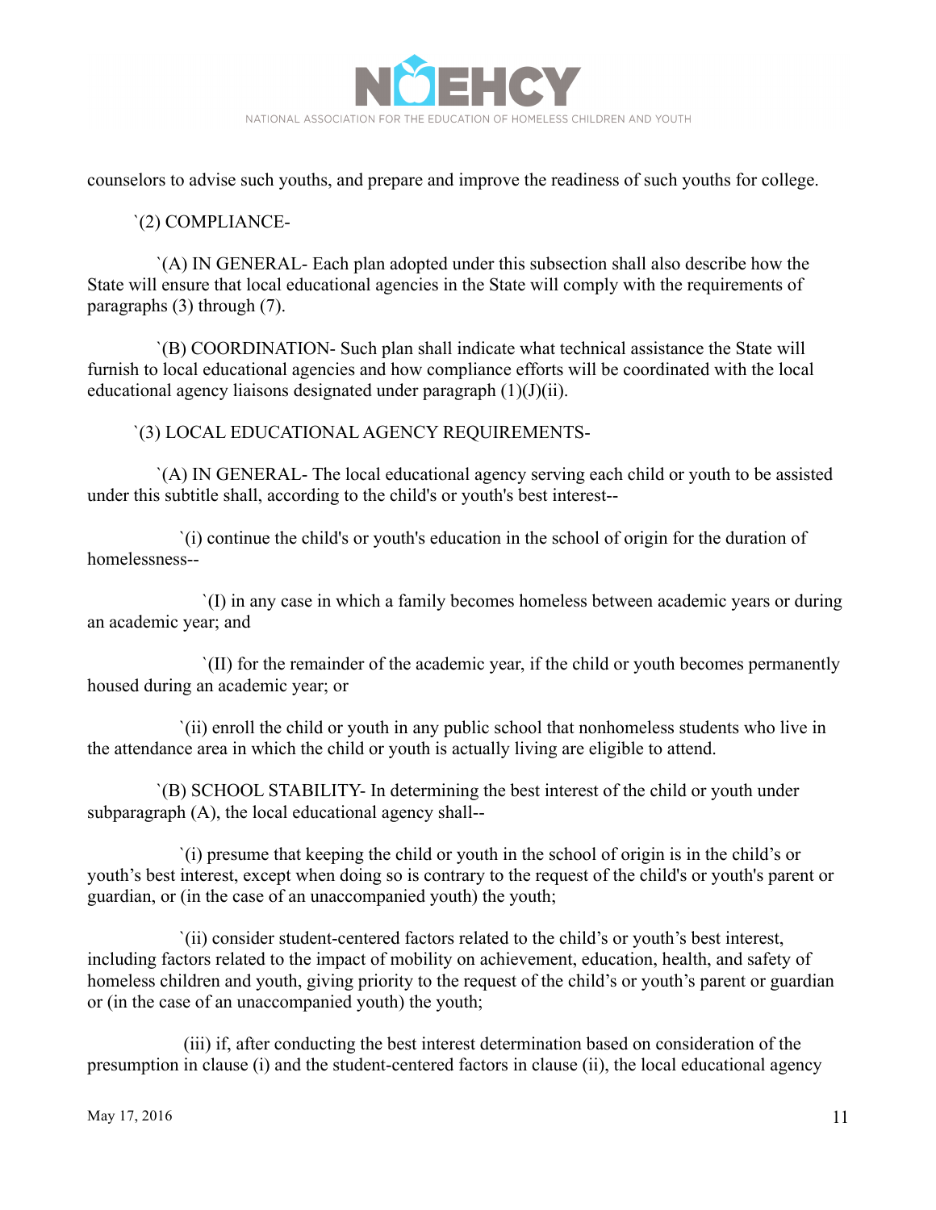counselors to advise such youths, and prepare and improve the readiness of such youths for college.

`(2) COMPLIANCE-

`(A) IN GENERAL- Each plan adopted under this subsection shall also describe how the State will ensure that local educational agencies in the State will comply with the requirements of paragraphs (3) through (7).

`(B) COORDINATION- Such plan shall indicate what technical assistance the State will furnish to local educational agencies and how compliance efforts will be coordinated with the local educational agency liaisons designated under paragraph (1)(J)(ii).

`(3) LOCAL EDUCATIONAL AGENCY REQUIREMENTS-

`(A) IN GENERAL- The local educational agency serving each child or youth to be assisted under this subtitle shall, according to the child's or youth's best interest--

`(i) continue the child's or youth's education in the school of origin for the duration of homelessness--

`(I) in any case in which a family becomes homeless between academic years or during an academic year; and

`(II) for the remainder of the academic year, if the child or youth becomes permanently housed during an academic year; or

`(ii) enroll the child or youth in any public school that nonhomeless students who live in the attendance area in which the child or youth is actually living are eligible to attend.

`(B) SCHOOL STABILITY- In determining the best interest of the child or youth under subparagraph (A), the local educational agency shall--

`(i) presume that keeping the child or youth in the school of origin is in the child's or youth's best interest, except when doing so is contrary to the request of the child's or youth's parent or guardian, or (in the case of an unaccompanied youth) the youth;

`(ii) consider student-centered factors related to the child's or youth's best interest, including factors related to the impact of mobility on achievement, education, health, and safety of homeless children and youth, giving priority to the request of the child's or youth's parent or guardian or (in the case of an unaccompanied youth) the youth;

(iii) if, after conducting the best interest determination based on consideration of the presumption in clause (i) and the student-centered factors in clause (ii), the local educational agency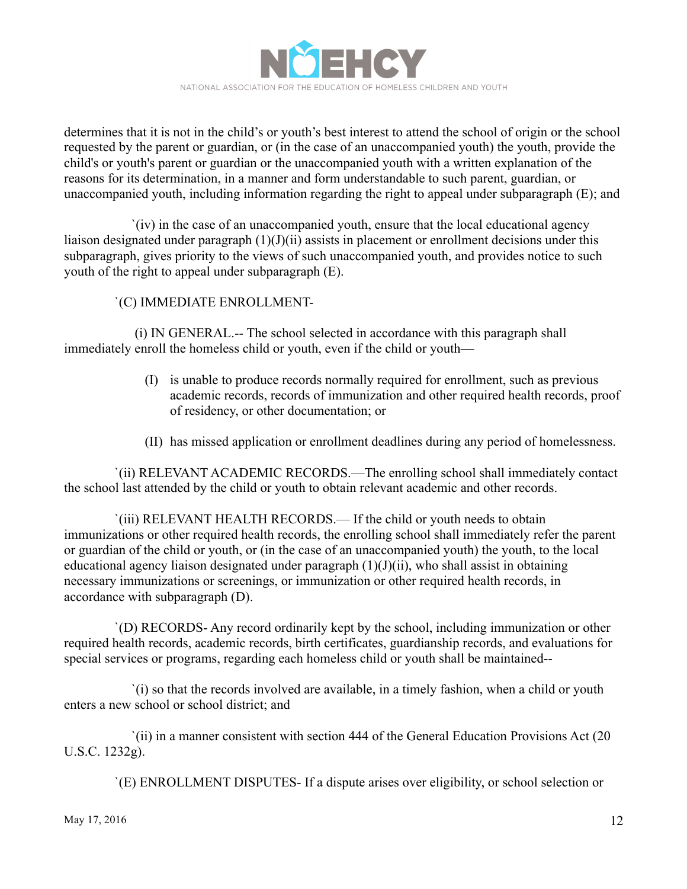determines that it is not in the child's or youth's best interest to attend the school of origin or the school requested by the parent or guardian, or (in the case of an unaccompanied youth) the youth, provide the child's or youth's parent or guardian or the unaccompanied youth with a written explanation of the reasons for its determination, in a manner and form understandable to such parent, guardian, or unaccompanied youth, including information regarding the right to appeal under subparagraph (E); and

`(iv) in the case of an unaccompanied youth, ensure that the local educational agency liaison designated under paragraph (1)(J)(ii) assists in placement or enrollment decisions under this subparagraph, gives priority to the views of such unaccompanied youth, and provides notice to such youth of the right to appeal under subparagraph (E).

`(C) IMMEDIATE ENROLLMENT-

(i) IN GENERAL.-- The school selected in accordance with this paragraph shall immediately enroll the homeless child or youth, even if the child or youth—

(I) is unable to produce records normally required for enrollment, such as previous academic records, records of immunization and other required health records, proof of residency, or other documentation; or

(II) has missed application or enrollment deadlines during any period of homelessness.

`(ii) RELEVANT ACADEMIC RECORDS.—The enrolling school shall immediately contact the school last attended by the child or youth to obtain relevant academic and other records.

`(iii) RELEVANT HEALTH RECORDS.— If the child or youth needs to obtain immunizations or other required health records, the enrolling school shall immediately refer the parent or guardian of the child or youth, or (in the case of an unaccompanied youth) the youth, to the local educational agency liaison designated under paragraph (1)(J)(ii), who shall assist in obtaining necessary immunizations or screenings, or immunization or other required health records, in accordance with subparagraph (D).

`(D) RECORDS- Any record ordinarily kept by the school, including immunization or other required health records, academic records, birth certificates, guardianship records, and evaluations for special services or programs, regarding each homeless child or youth shall be maintained--

`(i) so that the records involved are available, in a timely fashion, when a child or youth enters a new school or school district; and

`(ii) in a manner consistent with section 444 of the General Education Provisions Act (20 U.S.C. 1232g).

`(E) ENROLLMENT DISPUTES- If a dispute arises over eligibility, or school selection or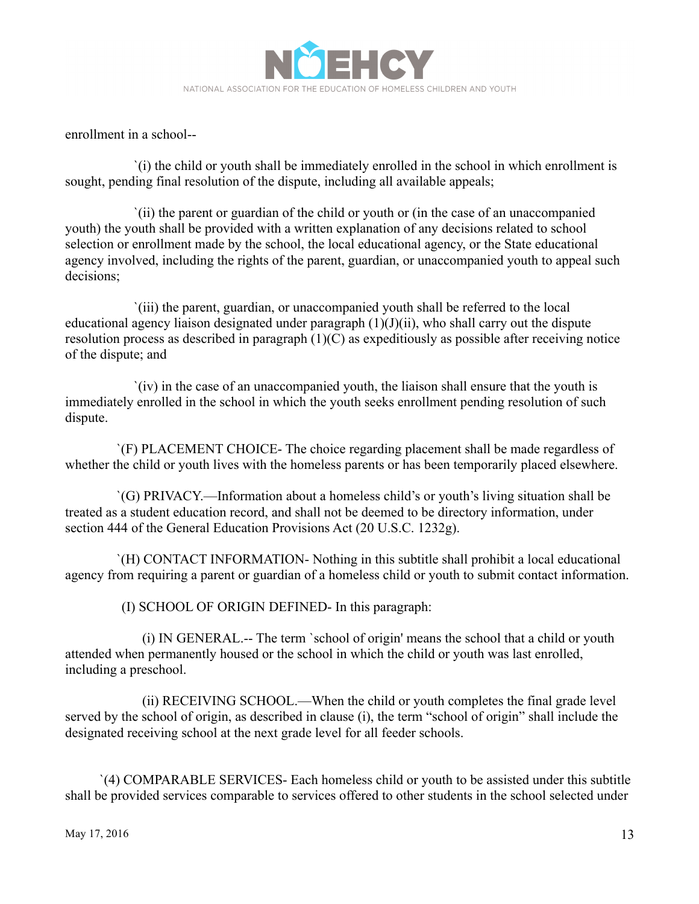enrollment in a school--

`(i) the child or youth shall be immediately enrolled in the school in which enrollment is sought, pending final resolution of the dispute, including all available appeals;

`(ii) the parent or guardian of the child or youth or (in the case of an unaccompanied youth) the youth shall be provided with a written explanation of any decisions related to school selection or enrollment made by the school, the local educational agency, or the State educational agency involved, including the rights of the parent, guardian, or unaccompanied youth to appeal such decisions;

`(iii) the parent, guardian, or unaccompanied youth shall be referred to the local educational agency liaison designated under paragraph (1)(J)(ii), who shall carry out the dispute resolution process as described in paragraph (1)(C) as expeditiously as possible after receiving notice of the dispute; and

`(iv) in the case of an unaccompanied youth, the liaison shall ensure that the youth is immediately enrolled in the school in which the youth seeks enrollment pending resolution of such dispute.

`(F) PLACEMENT CHOICE- The choice regarding placement shall be made regardless of whether the child or youth lives with the homeless parents or has been temporarily placed elsewhere.

`(G) PRIVACY.—Information about a homeless child's or youth's living situation shall be treated as a student education record, and shall not be deemed to be directory information, under section 444 of the General Education Provisions Act (20 U.S.C. 1232g).

`(H) CONTACT INFORMATION- Nothing in this subtitle shall prohibit a local educational agency from requiring a parent or guardian of a homeless child or youth to submit contact information.

(I) SCHOOL OF ORIGIN DEFINED- In this paragraph:

(i) IN GENERAL.-- The term `school of origin' means the school that a child or youth attended when permanently housed or the school in which the child or youth was last enrolled, including a preschool.

(ii) RECEIVING SCHOOL.—When the child or youth completes the final grade level served by the school of origin, as described in clause (i), the term "school of origin" shall include the designated receiving school at the next grade level for all feeder schools.

`(4) COMPARABLE SERVICES- Each homeless child or youth to be assisted under this subtitle shall be provided services comparable to services offered to other students in the school selected under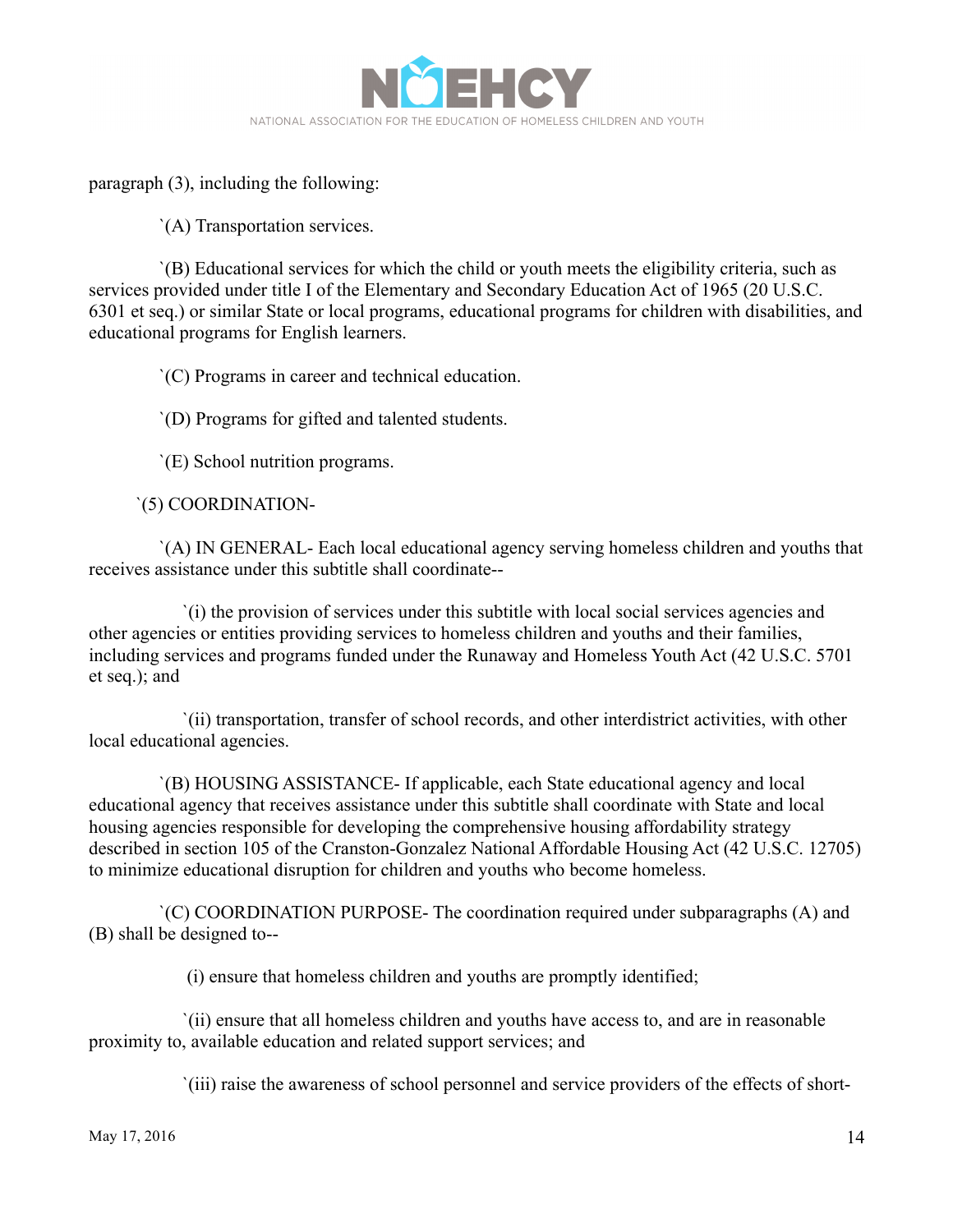paragraph (3), including the following:

`(A) Transportation services.

`(B) Educational services for which the child or youth meets the eligibility criteria, such as services provided under title I of the Elementary and Secondary Education Act of 1965 (20 U.S.C. 6301 et seq.) or similar State or local programs, educational programs for children with disabilities, and educational programs for English learners.

`(C) Programs in career and technical education.

`(D) Programs for gifted and talented students.

`(E) School nutrition programs.

`(5) COORDINATION-

`(A) IN GENERAL- Each local educational agency serving homeless children and youths that receives assistance under this subtitle shall coordinate--

`(i) the provision of services under this subtitle with local social services agencies and other agencies or entities providing services to homeless children and youths and their families, including services and programs funded under the Runaway and Homeless Youth Act (42 U.S.C. 5701 et seq.); and

`(ii) transportation, transfer of school records, and other interdistrict activities, with other local educational agencies.

`(B) HOUSING ASSISTANCE- If applicable, each State educational agency and local educational agency that receives assistance under this subtitle shall coordinate with State and local housing agencies responsible for developing the comprehensive housing affordability strategy described in section 105 of the Cranston-Gonzalez National Affordable Housing Act (42 U.S.C. 12705) to minimize educational disruption for children and youths who become homeless.

`(C) COORDINATION PURPOSE- The coordination required under subparagraphs (A) and (B) shall be designed to--

(i) ensure that homeless children and youths are promptly identified;

`(ii) ensure that all homeless children and youths have access to, and are in reasonable proximity to, available education and related support services; and

`(iii) raise the awareness of school personnel and service providers of the effects of short-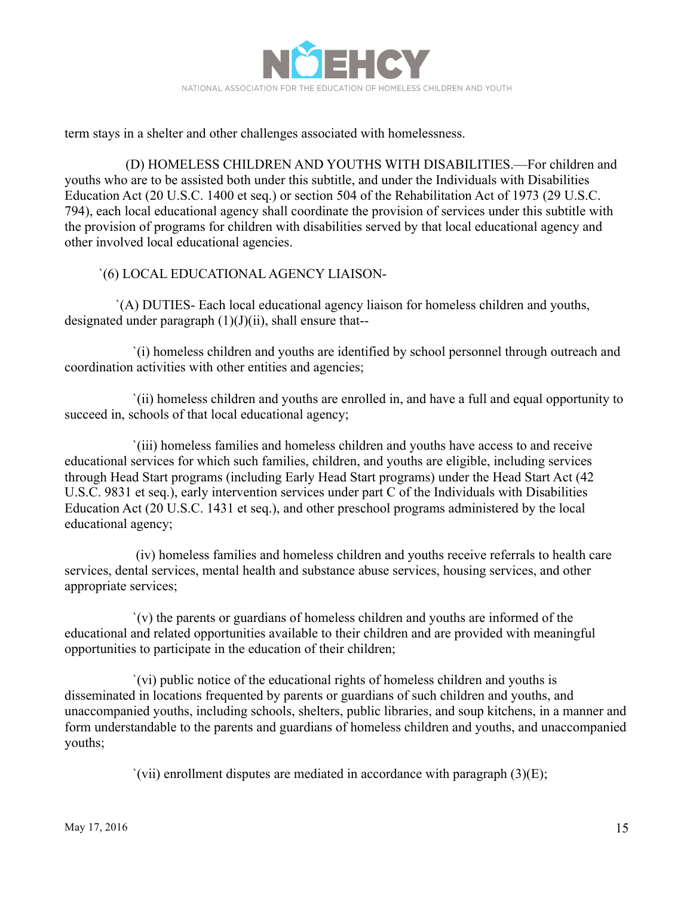term stays in a shelter and other challenges associated with homelessness.

(D) HOMELESS CHILDREN AND YOUTHS WITH DISABILITIES.—For children and youths who are to be assisted both under this subtitle, and under the Individuals with Disabilities Education Act (20 U.S.C. 1400 et seq.) or section 504 of the Rehabilitation Act of 1973 (29 U.S.C. 794), each local educational agency shall coordinate the provision of services under this subtitle with the provision of programs for children with disabilities served by that local educational agency and other involved local educational agencies.

`(6) LOCAL EDUCATIONAL AGENCY LIAISON-

`(A) DUTIES- Each local educational agency liaison for homeless children and youths, designated under paragraph (1)(J)(ii), shall ensure that--

`(i) homeless children and youths are identified by school personnel through outreach and coordination activities with other entities and agencies;

`(ii) homeless children and youths are enrolled in, and have a full and equal opportunity to succeed in, schools of that local educational agency;

`(iii) homeless families and homeless children and youths have access to and receive educational services for which such families, children, and youths are eligible, including services through Head Start programs (including Early Head Start programs) under the Head Start Act (42 U.S.C. 9831 et seq.), early intervention services under part C of the Individuals with Disabilities Education Act (20 U.S.C. 1431 et seq.), and other preschool programs administered by the local educational agency;

(iv) homeless families and homeless children and youths receive referrals to health care services, dental services, mental health and substance abuse services, housing services, and other appropriate services;

`(v) the parents or guardians of homeless children and youths are informed of the educational and related opportunities available to their children and are provided with meaningful opportunities to participate in the education of their children;

`(vi) public notice of the educational rights of homeless children and youths is disseminated in locations frequented by parents or guardians of such children and youths, and unaccompanied youths, including schools, shelters, public libraries, and soup kitchens, in a manner and form understandable to the parents and guardians of homeless children and youths, and unaccompanied youths;

`(vii) enrollment disputes are mediated in accordance with paragraph (3)(E);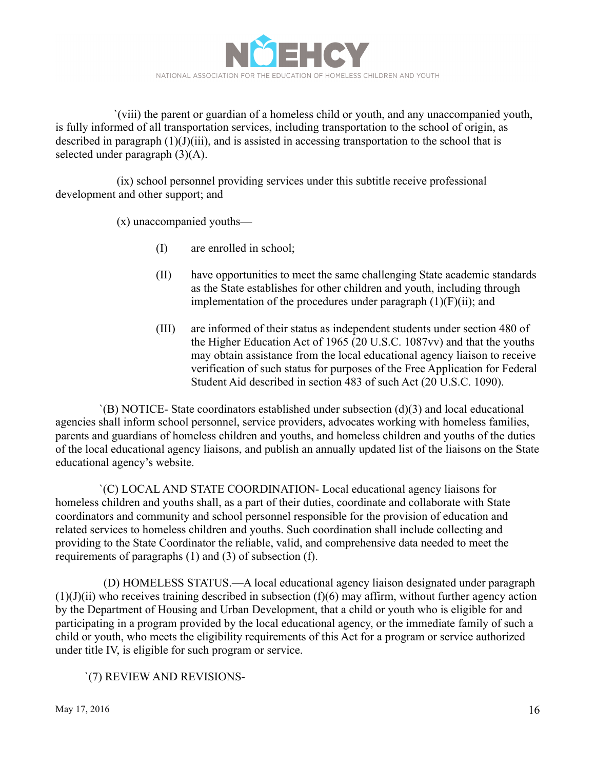`(viii) the parent or guardian of a homeless child or youth, and any unaccompanied youth, is fully informed of all transportation services, including transportation to the school of origin, as described in paragraph (1)(J)(iii), and is assisted in accessing transportation to the school that is selected under paragraph (3)(A).

(ix) school personnel providing services under this subtitle receive professional development and other support; and

(x) unaccompanied youths—

(I) are enrolled in school;

(II) have opportunities to meet the same challenging State academic standards as the State establishes for other children and youth, including through implementation of the procedures under paragraph (1)(F)(ii); and

(III) are informed of their status as independent students under section 480 of the Higher Education Act of 1965 (20 U.S.C. 1087vv) and that the youths may obtain assistance from the local educational agency liaison to receive verification of such status for purposes of the Free Application for Federal Student Aid described in section 483 of such Act (20 U.S.C. 1090).

`(B) NOTICE- State coordinators established under subsection (d)(3) and local educational agencies shall inform school personnel, service providers, advocates working with homeless families, parents and guardians of homeless children and youths, and homeless children and youths of the duties of the local educational agency liaisons, and publish an annually updated list of the liaisons on the State educational agency's website.

`(C) LOCAL AND STATE COORDINATION- Local educational agency liaisons for homeless children and youths shall, as a part of their duties, coordinate and collaborate with State coordinators and community and school personnel responsible for the provision of education and related services to homeless children and youths. Such coordination shall include collecting and providing to the State Coordinator the reliable, valid, and comprehensive data needed to meet the requirements of paragraphs (1) and (3) of subsection (f).

(D) HOMELESS STATUS.—A local educational agency liaison designated under paragraph (1)(J)(ii) who receives training described in subsection (f)(6) may affirm, without further agency action by the Department of Housing and Urban Development, that a child or youth who is eligible for and participating in a program provided by the local educational agency, or the immediate family of such a child or youth, who meets the eligibility requirements of this Act for a program or service authorized under title IV, is eligible for such program or service.

`(7) REVIEW AND REVISIONS-

May 17, 2016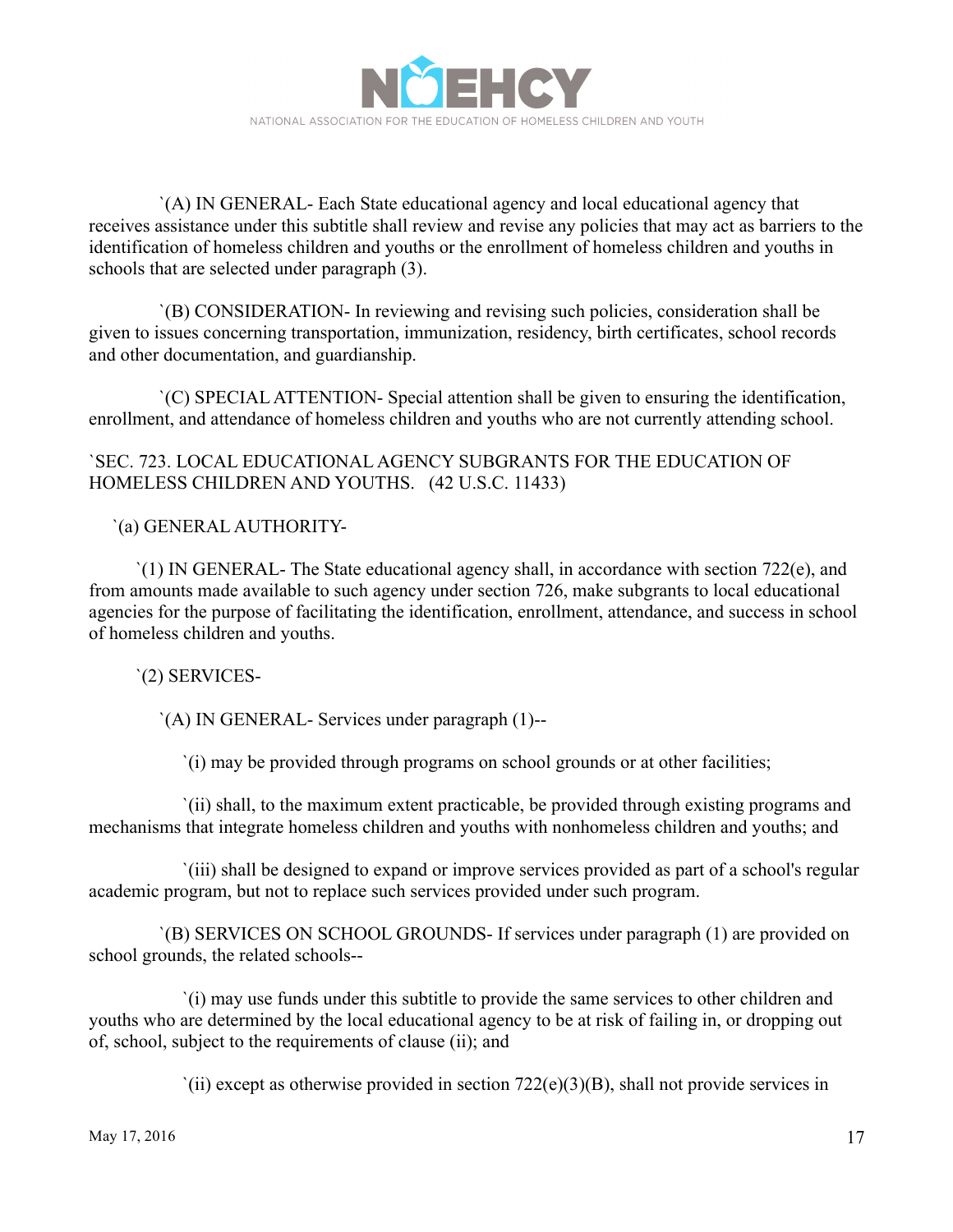`(A) IN GENERAL- Each State educational agency and local educational agency that receives assistance under this subtitle shall review and revise any policies that may act as barriers to the identification of homeless children and youths or the enrollment of homeless children and youths in schools that are selected under paragraph (3).

`(B) CONSIDERATION- In reviewing and revising such policies, consideration shall be given to issues concerning transportation, immunization, residency, birth certificates, school records and other documentation, and guardianship.

`(C) SPECIAL ATTENTION- Special attention shall be given to ensuring the identification, enrollment, and attendance of homeless children and youths who are not currently attending school.

`SEC. 723. LOCAL EDUCATIONAL AGENCY SUBGRANTS FOR THE EDUCATION OF HOMELESS CHILDREN AND YOUTHS. (42 U.S.C. 11433)

`(a) GENERAL AUTHORITY-

`(1) IN GENERAL- The State educational agency shall, in accordance with section 722(e), and from amounts made available to such agency under section 726, make subgrants to local educational agencies for the purpose of facilitating the identification, enrollment, attendance, and success in school of homeless children and youths.

`(2) SERVICES-

`(A) IN GENERAL- Services under paragraph (1)--

`(i) may be provided through programs on school grounds or at other facilities;

`(ii) shall, to the maximum extent practicable, be provided through existing programs and mechanisms that integrate homeless children and youths with nonhomeless children and youths; and

`(iii) shall be designed to expand or improve services provided as part of a school's regular academic program, but not to replace such services provided under such program.

`(B) SERVICES ON SCHOOL GROUNDS- If services under paragraph (1) are provided on school grounds, the related schools--

`(i) may use funds under this subtitle to provide the same services to other children and youths who are determined by the local educational agency to be at risk of failing in, or dropping out of, school, subject to the requirements of clause (ii); and

`(ii) except as otherwise provided in section 722(e)(3)(B), shall not provide services in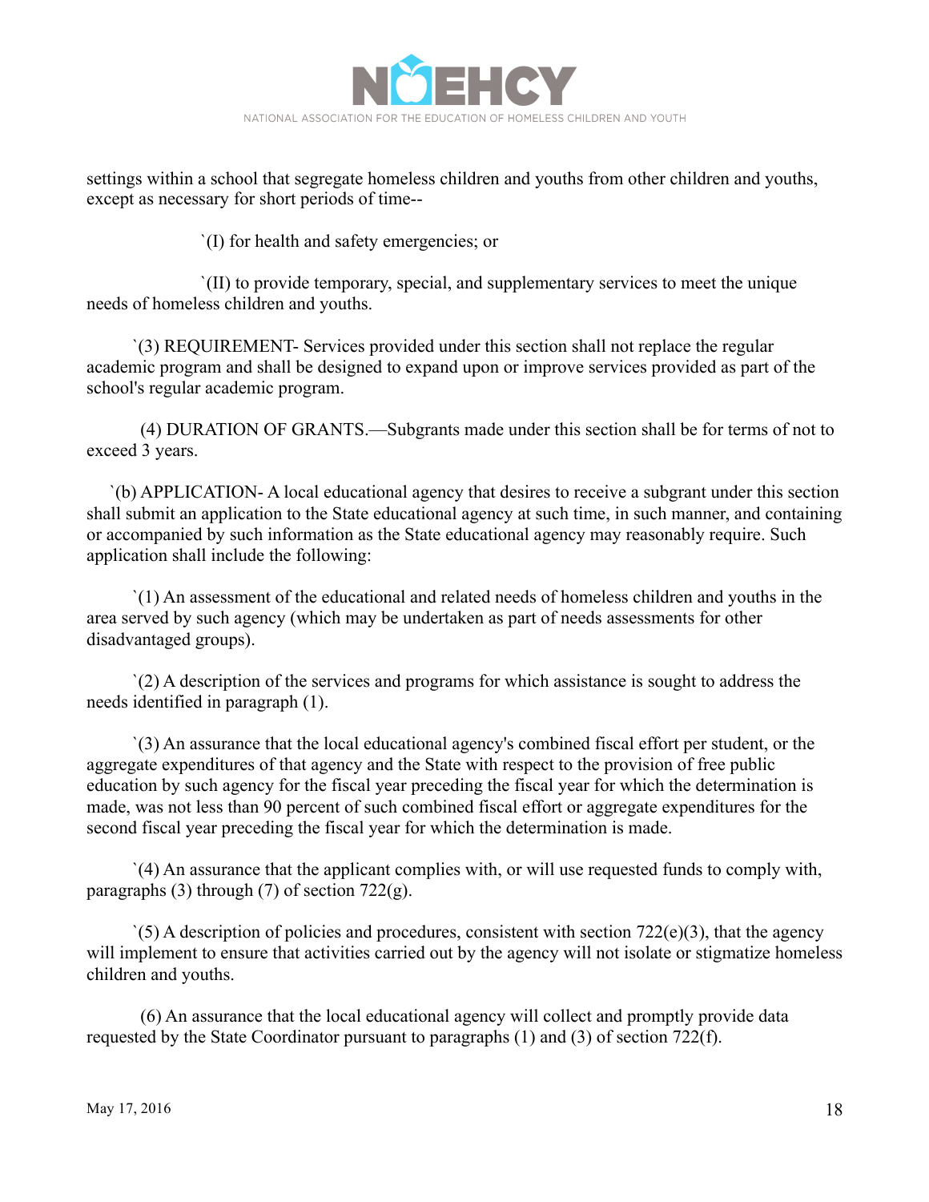settings within a school that segregate homeless children and youths from other children and youths, except as necessary for short periods of time--

`(I) for health and safety emergencies; or

`(II) to provide temporary, special, and supplementary services to meet the unique needs of homeless children and youths.

`(3) REQUIREMENT- Services provided under this section shall not replace the regular academic program and shall be designed to expand upon or improve services provided as part of the school's regular academic program.

(4) DURATION OF GRANTS.—Subgrants made under this section shall be for terms of not to exceed 3 years.

`(b) APPLICATION- A local educational agency that desires to receive a subgrant under this section shall submit an application to the State educational agency at such time, in such manner, and containing or accompanied by such information as the State educational agency may reasonably require. Such application shall include the following:

`(1) An assessment of the educational and related needs of homeless children and youths in the area served by such agency (which may be undertaken as part of needs assessments for other disadvantaged groups).

`(2) A description of the services and programs for which assistance is sought to address the needs identified in paragraph (1).

`(3) An assurance that the local educational agency's combined fiscal effort per student, or the aggregate expenditures of that agency and the State with respect to the provision of free public education by such agency for the fiscal year preceding the fiscal year for which the determination is made, was not less than 90 percent of such combined fiscal effort or aggregate expenditures for the second fiscal year preceding the fiscal year for which the determination is made.

`(4) An assurance that the applicant complies with, or will use requested funds to comply with, paragraphs (3) through (7) of section 722(g).

`(5) A description of policies and procedures, consistent with section 722(e)(3), that the agency will implement to ensure that activities carried out by the agency will not isolate or stigmatize homeless children and youths.

(6) An assurance that the local educational agency will collect and promptly provide data requested by the State Coordinator pursuant to paragraphs (1) and (3) of section 722(f).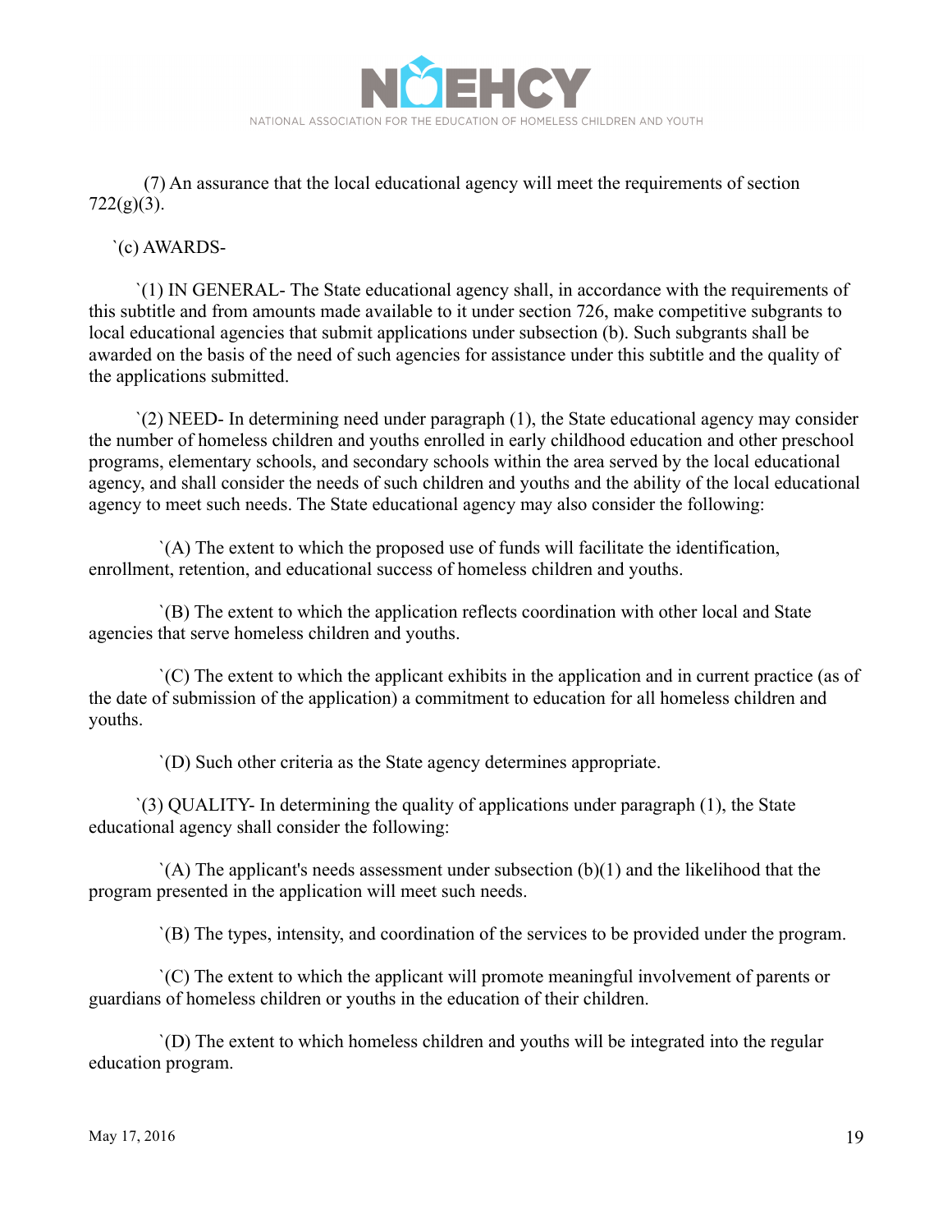(7) An assurance that the local educational agency will meet the requirements of section 722(g)(3).

`(c) AWARDS-

`(1) IN GENERAL- The State educational agency shall, in accordance with the requirements of this subtitle and from amounts made available to it under section 726, make competitive subgrants to local educational agencies that submit applications under subsection (b). Such subgrants shall be awarded on the basis of the need of such agencies for assistance under this subtitle and the quality of the applications submitted.

`(2) NEED- In determining need under paragraph (1), the State educational agency may consider the number of homeless children and youths enrolled in early childhood education and other preschool programs, elementary schools, and secondary schools within the area served by the local educational agency, and shall consider the needs of such children and youths and the ability of the local educational agency to meet such needs. The State educational agency may also consider the following:

`(A) The extent to which the proposed use of funds will facilitate the identification, enrollment, retention, and educational success of homeless children and youths.

`(B) The extent to which the application reflects coordination with other local and State agencies that serve homeless children and youths.

`(C) The extent to which the applicant exhibits in the application and in current practice (as of the date of submission of the application) a commitment to education for all homeless children and youths.

`(D) Such other criteria as the State agency determines appropriate.

`(3) QUALITY- In determining the quality of applications under paragraph (1), the State educational agency shall consider the following:

`(A) The applicant's needs assessment under subsection (b)(1) and the likelihood that the program presented in the application will meet such needs.

`(B) The types, intensity, and coordination of the services to be provided under the program.

`(C) The extent to which the applicant will promote meaningful involvement of parents or guardians of homeless children or youths in the education of their children.

`(D) The extent to which homeless children and youths will be integrated into the regular education program.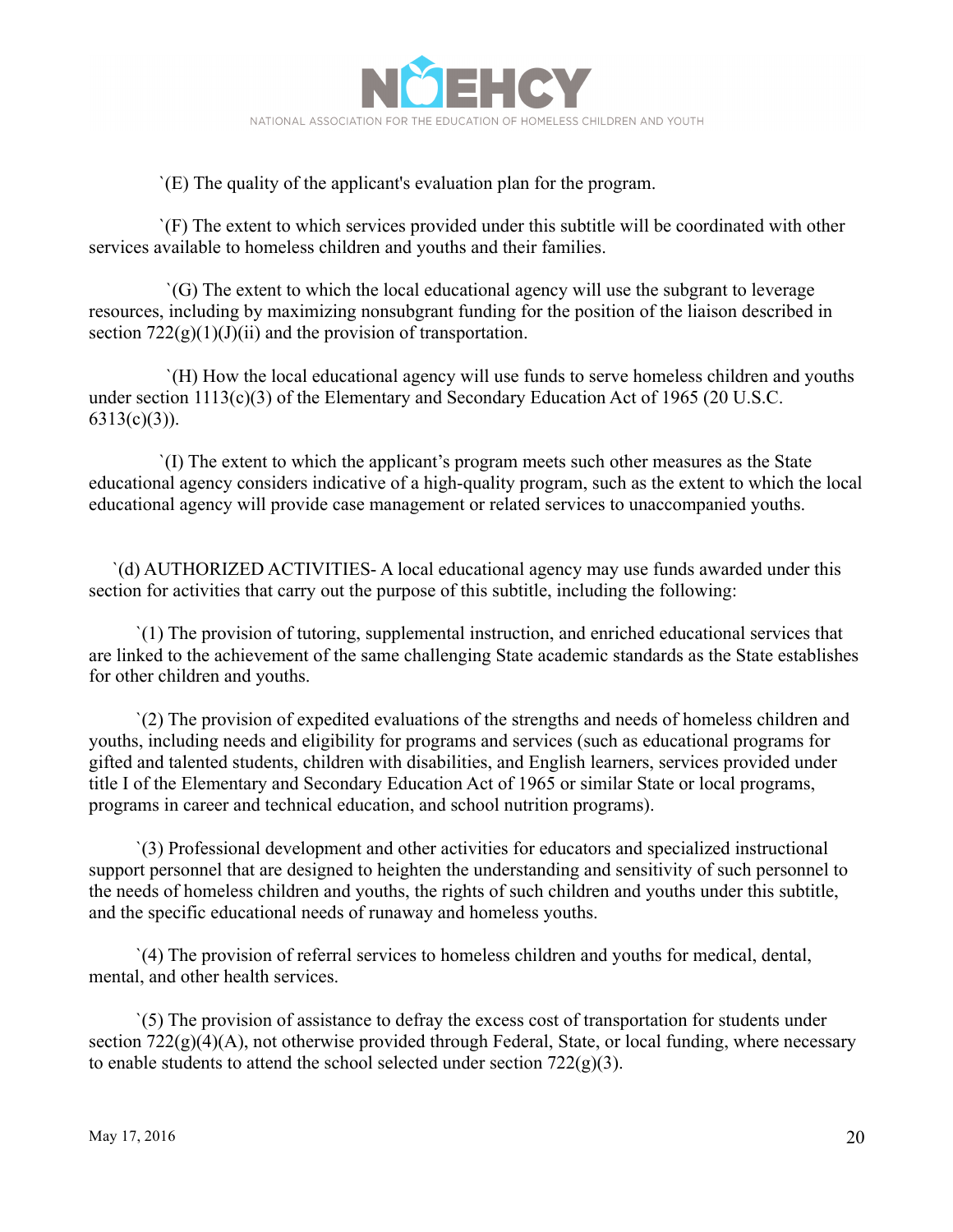`(E) The quality of the applicant's evaluation plan for the program.

`(F) The extent to which services provided under this subtitle will be coordinated with other services available to homeless children and youths and their families.

`(G) The extent to which the local educational agency will use the subgrant to leverage resources, including by maximizing nonsubgrant funding for the position of the liaison described in section 722(g)(1)(J)(ii) and the provision of transportation.

`(H) How the local educational agency will use funds to serve homeless children and youths under section 1113(c)(3) of the Elementary and Secondary Education Act of 1965 (20 U.S.C. 6313(c)(3)).

`(I) The extent to which the applicant's program meets such other measures as the State educational agency considers indicative of a high-quality program, such as the extent to which the local educational agency will provide case management or related services to unaccompanied youths.

`(d) AUTHORIZED ACTIVITIES- A local educational agency may use funds awarded under this section for activities that carry out the purpose of this subtitle, including the following:

`(1) The provision of tutoring, supplemental instruction, and enriched educational services that are linked to the achievement of the same challenging State academic standards as the State establishes for other children and youths.

`(2) The provision of expedited evaluations of the strengths and needs of homeless children and youths, including needs and eligibility for programs and services (such as educational programs for gifted and talented students, children with disabilities, and English learners, services provided under title I of the Elementary and Secondary Education Act of 1965 or similar State or local programs, programs in career and technical education, and school nutrition programs).

`(3) Professional development and other activities for educators and specialized instructional support personnel that are designed to heighten the understanding and sensitivity of such personnel to the needs of homeless children and youths, the rights of such children and youths under this subtitle, and the specific educational needs of runaway and homeless youths.

`(4) The provision of referral services to homeless children and youths for medical, dental, mental, and other health services.

`(5) The provision of assistance to defray the excess cost of transportation for students under section 722(g)(4)(A), not otherwise provided through Federal, State, or local funding, where necessary to enable students to attend the school selected under section 722(g)(3).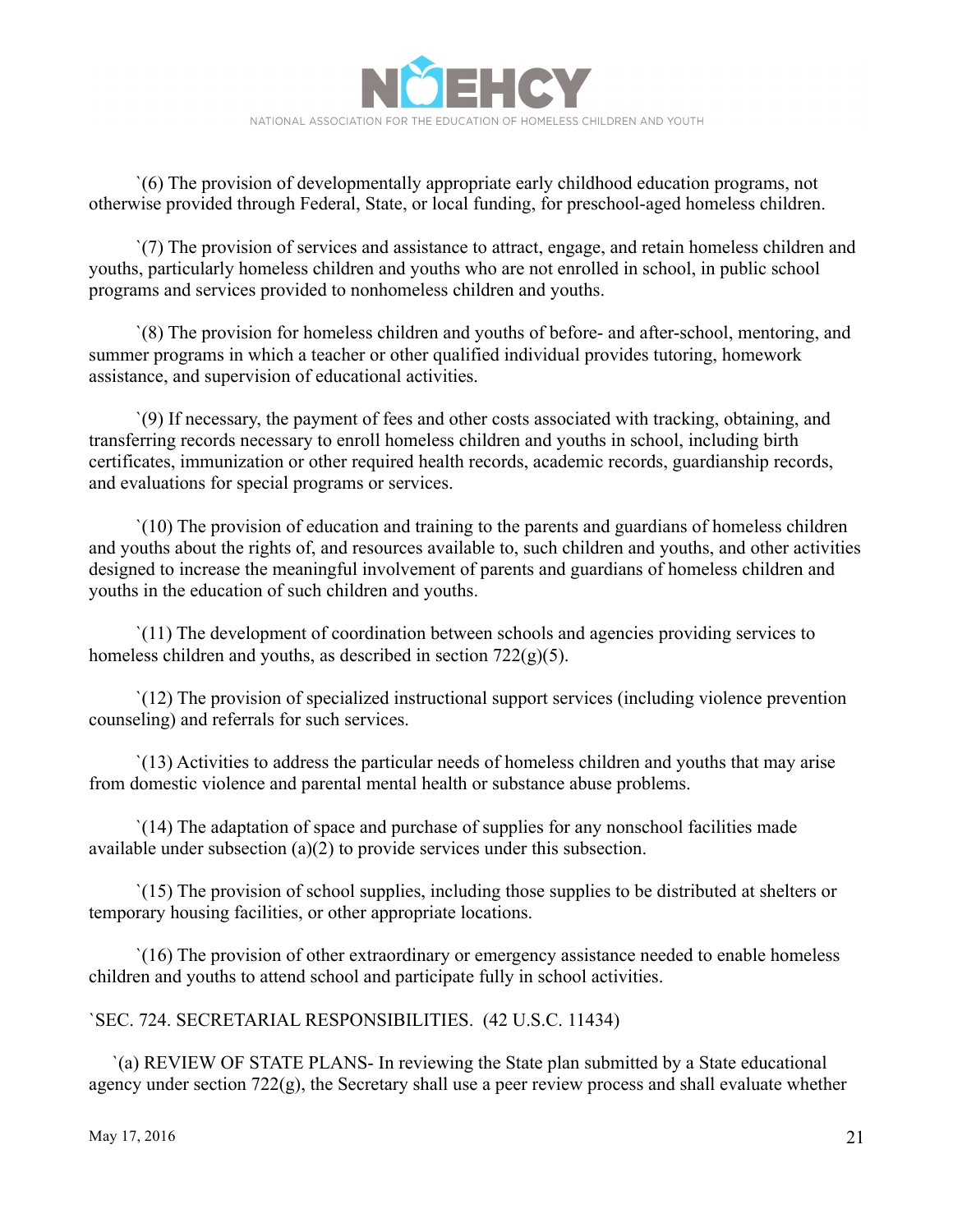`(6) The provision of developmentally appropriate early childhood education programs, not otherwise provided through Federal, State, or local funding, for preschool-aged homeless children.

`(7) The provision of services and assistance to attract, engage, and retain homeless children and youths, particularly homeless children and youths who are not enrolled in school, in public school programs and services provided to nonhomeless children and youths.

`(8) The provision for homeless children and youths of before- and after-school, mentoring, and summer programs in which a teacher or other qualified individual provides tutoring, homework assistance, and supervision of educational activities.

`(9) If necessary, the payment of fees and other costs associated with tracking, obtaining, and transferring records necessary to enroll homeless children and youths in school, including birth certificates, immunization or other required health records, academic records, guardianship records, and evaluations for special programs or services.

`(10) The provision of education and training to the parents and guardians of homeless children and youths about the rights of, and resources available to, such children and youths, and other activities designed to increase the meaningful involvement of parents and guardians of homeless children and youths in the education of such children and youths.

`(11) The development of coordination between schools and agencies providing services to homeless children and youths, as described in section 722(g)(5).

`(12) The provision of specialized instructional support services (including violence prevention counseling) and referrals for such services.

`(13) Activities to address the particular needs of homeless children and youths that may arise from domestic violence and parental mental health or substance abuse problems.

`(14) The adaptation of space and purchase of supplies for any nonschool facilities made available under subsection (a)(2) to provide services under this subsection.

`(15) The provision of school supplies, including those supplies to be distributed at shelters or temporary housing facilities, or other appropriate locations.

`(16) The provision of other extraordinary or emergency assistance needed to enable homeless children and youths to attend school and participate fully in school activities.

`SEC. 724. SECRETARIAL RESPONSIBILITIES. (42 U.S.C. 11434)

`(a) REVIEW OF STATE PLANS- In reviewing the State plan submitted by a State educational agency under section 722(g), the Secretary shall use a peer review process and shall evaluate whether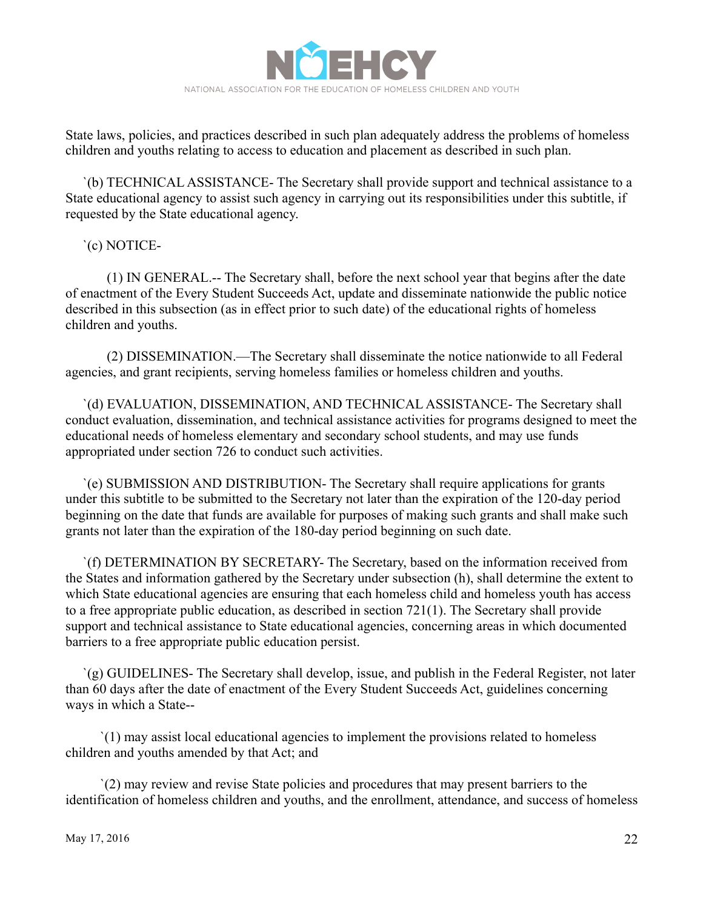State laws, policies, and practices described in such plan adequately address the problems of homeless children and youths relating to access to education and placement as described in such plan.

`(b) TECHNICAL ASSISTANCE- The Secretary shall provide support and technical assistance to a State educational agency to assist such agency in carrying out its responsibilities under this subtitle, if requested by the State educational agency.

`(c) NOTICE-

(1) IN GENERAL.-- The Secretary shall, before the next school year that begins after the date of enactment of the Every Student Succeeds Act, update and disseminate nationwide the public notice described in this subsection (as in effect prior to such date) of the educational rights of homeless children and youths.

(2) DISSEMINATION.—The Secretary shall disseminate the notice nationwide to all Federal agencies, and grant recipients, serving homeless families or homeless children and youths.

`(d) EVALUATION, DISSEMINATION, AND TECHNICAL ASSISTANCE- The Secretary shall conduct evaluation, dissemination, and technical assistance activities for programs designed to meet the educational needs of homeless elementary and secondary school students, and may use funds appropriated under section 726 to conduct such activities.

`(e) SUBMISSION AND DISTRIBUTION- The Secretary shall require applications for grants under this subtitle to be submitted to the Secretary not later than the expiration of the 120-day period beginning on the date that funds are available for purposes of making such grants and shall make such grants not later than the expiration of the 180-day period beginning on such date.

`(f) DETERMINATION BY SECRETARY- The Secretary, based on the information received from the States and information gathered by the Secretary under subsection (h), shall determine the extent to which State educational agencies are ensuring that each homeless child and homeless youth has access to a free appropriate public education, as described in section 721(1). The Secretary shall provide support and technical assistance to State educational agencies, concerning areas in which documented barriers to a free appropriate public education persist.

`(g) GUIDELINES- The Secretary shall develop, issue, and publish in the Federal Register, not later than 60 days after the date of enactment of the Every Student Succeeds Act, guidelines concerning ways in which a State--

`(1) may assist local educational agencies to implement the provisions related to homeless children and youths amended by that Act; and

`(2) may review and revise State policies and procedures that may present barriers to the identification of homeless children and youths, and the enrollment, attendance, and success of homeless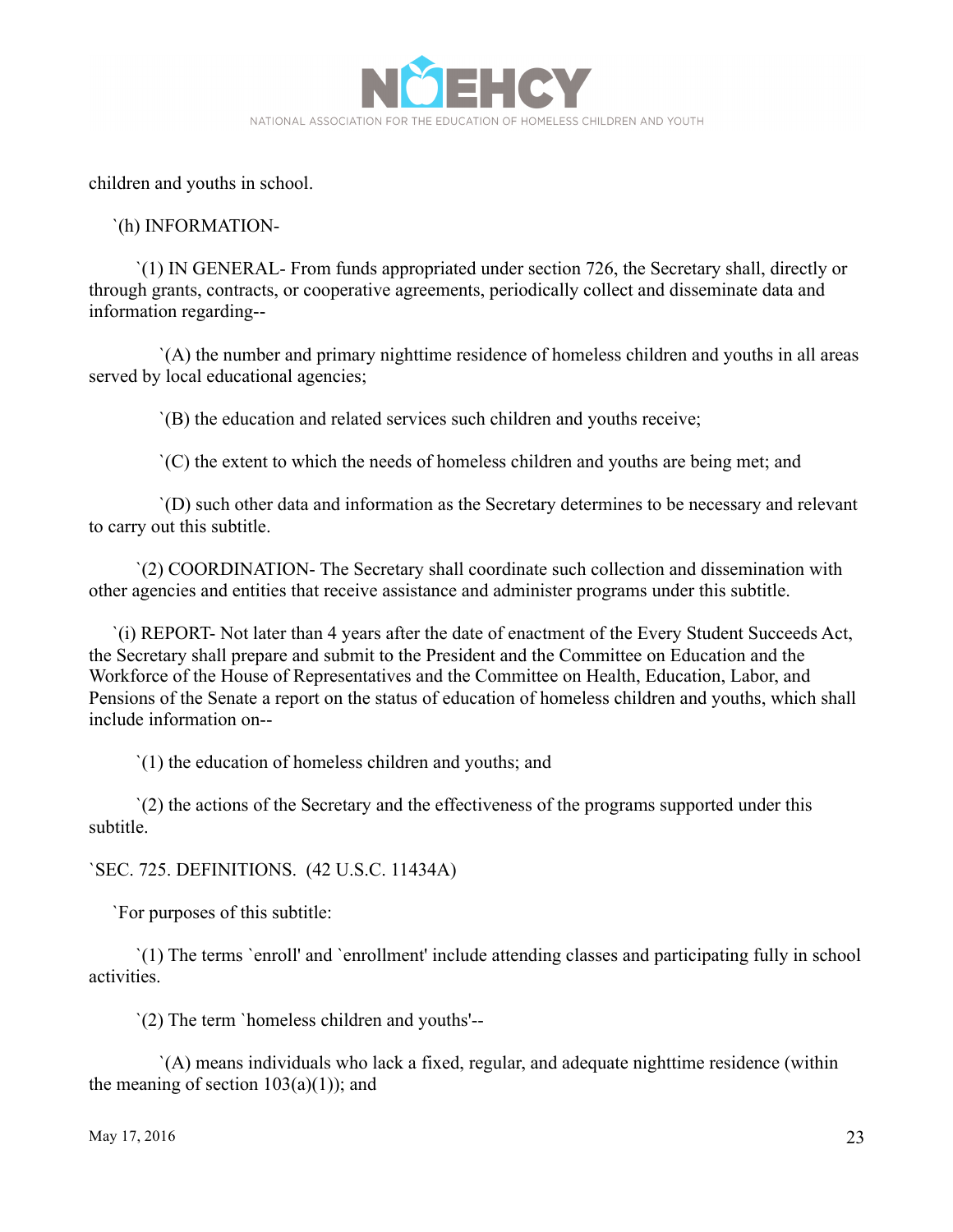children and youths in school.

`(h) INFORMATION-

`(1) IN GENERAL- From funds appropriated under section 726, the Secretary shall, directly or through grants, contracts, or cooperative agreements, periodically collect and disseminate data and information regarding--

`(A) the number and primary nighttime residence of homeless children and youths in all areas served by local educational agencies;

`(B) the education and related services such children and youths receive;

`(C) the extent to which the needs of homeless children and youths are being met; and

`(D) such other data and information as the Secretary determines to be necessary and relevant to carry out this subtitle.

`(2) COORDINATION- The Secretary shall coordinate such collection and dissemination with other agencies and entities that receive assistance and administer programs under this subtitle.

`(i) REPORT- Not later than 4 years after the date of enactment of the Every Student Succeeds Act, the Secretary shall prepare and submit to the President and the Committee on Education and the Workforce of the House of Representatives and the Committee on Health, Education, Labor, and Pensions of the Senate a report on the status of education of homeless children and youths, which shall include information on--

`(1) the education of homeless children and youths; and

`(2) the actions of the Secretary and the effectiveness of the programs supported under this subtitle.

`SEC. 725. DEFINITIONS. (42 U.S.C. 11434A)

`For purposes of this subtitle:

`(1) The terms `enroll' and `enrollment' include attending classes and participating fully in school activities.

`(2) The term `homeless children and youths'--

`(A) means individuals who lack a fixed, regular, and adequate nighttime residence (within the meaning of section 103(a)(1)); and

May 17, 2016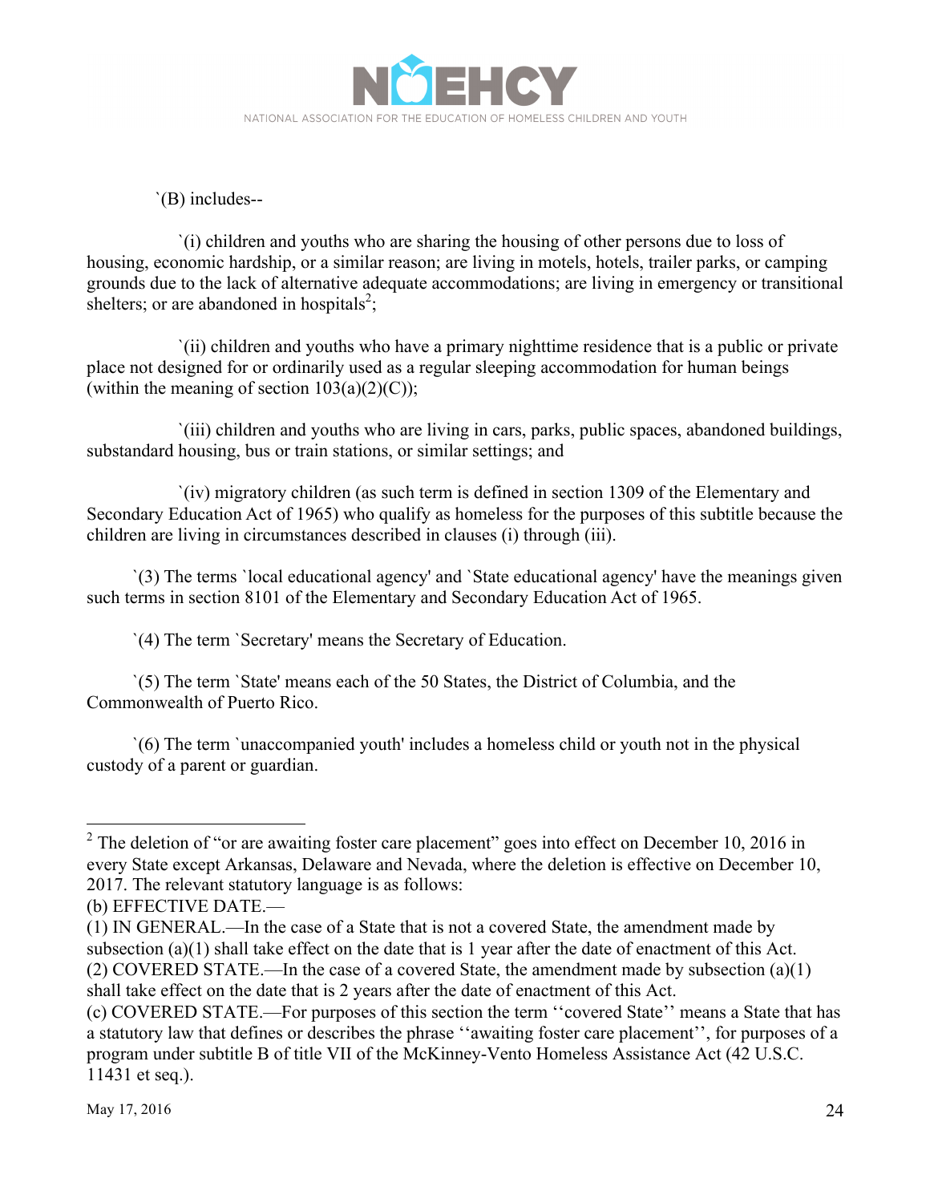`(B) includes--

`(i) children and youths who are sharing the housing of other persons due to loss of housing, economic hardship, or a similar reason; are living in motels, hotels, trailer parks, or camping grounds due to the lack of alternative adequate accommodations; are living in emergency or transitional shelters; or are abandoned in hospitals[2];

`(ii) children and youths who have a primary nighttime residence that is a public or private place not designed for or ordinarily used as a regular sleeping accommodation for human beings (within the meaning of section 103(a)(2)(C));

`(iii) children and youths who are living in cars, parks, public spaces, abandoned buildings, substandard housing, bus or train stations, or similar settings; and

`(iv) migratory children (as such term is defined in section 1309 of the Elementary and Secondary Education Act of 1965) who qualify as homeless for the purposes of this subtitle because the children are living in circumstances described in clauses (i) through (iii).

`(3) The terms `local educational agency' and `State educational agency' have the meanings given such terms in section 8101 of the Elementary and Secondary Education Act of 1965.

`(4) The term `Secretary' means the Secretary of Education.

`(5) The term `State' means each of the 50 States, the District of Columbia, and the Commonwealth of Puerto Rico.

`(6) The term `unaccompanied youth' includes a homeless child or youth not in the physical custody of a parent or guardian.

---

[2] The deletion of "or are awaiting foster care placement" goes into effect on December 10, 2016 in every State except Arkansas, Delaware and Nevada, where the deletion is effective on December 10, 2017. The relevant statutory language is as follows:
(b) EFFECTIVE DATE.—
(1) IN GENERAL.—In the case of a State that is not a covered State, the amendment made by subsection (a)(1) shall take effect on the date that is 1 year after the date of enactment of this Act.
(2) COVERED STATE.—In the case of a covered State, the amendment made by subsection (a)(1) shall take effect on the date that is 2 years after the date of enactment of this Act.
(c) COVERED STATE.—For purposes of this section the term ''covered State'' means a State that has a statutory law that defines or describes the phrase ''awaiting foster care placement'', for purposes of a program under subtitle B of title VII of the McKinney-Vento Homeless Assistance Act (42 U.S.C. 11431 et seq.).

May 17, 2016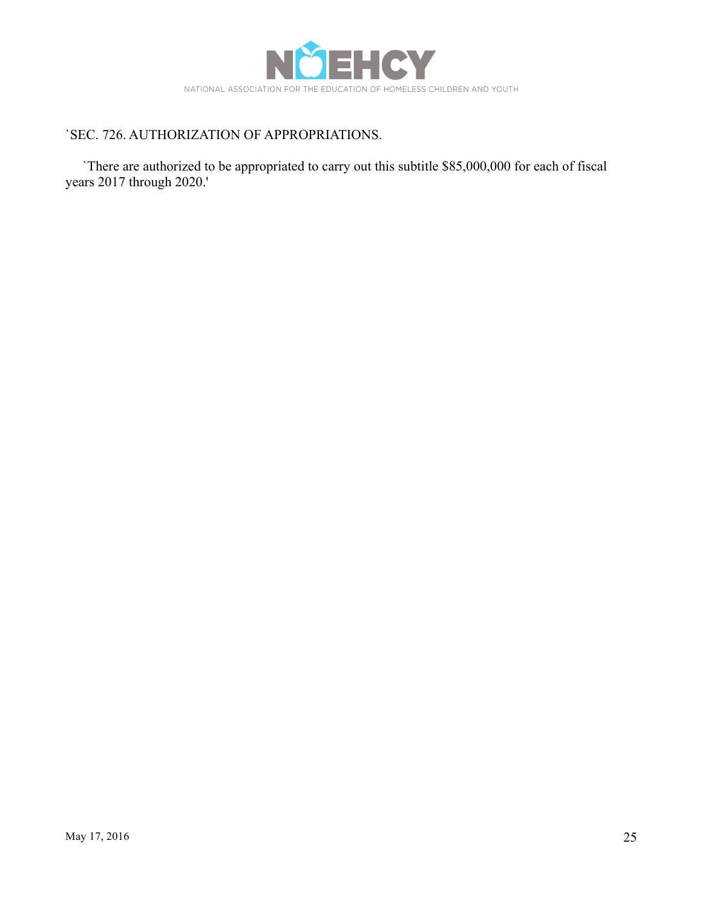`SEC. 726. AUTHORIZATION OF APPROPRIATIONS.

`There are authorized to be appropriated to carry out this subtitle $85,000,000 for each of fiscal years 2017 through 2020.'